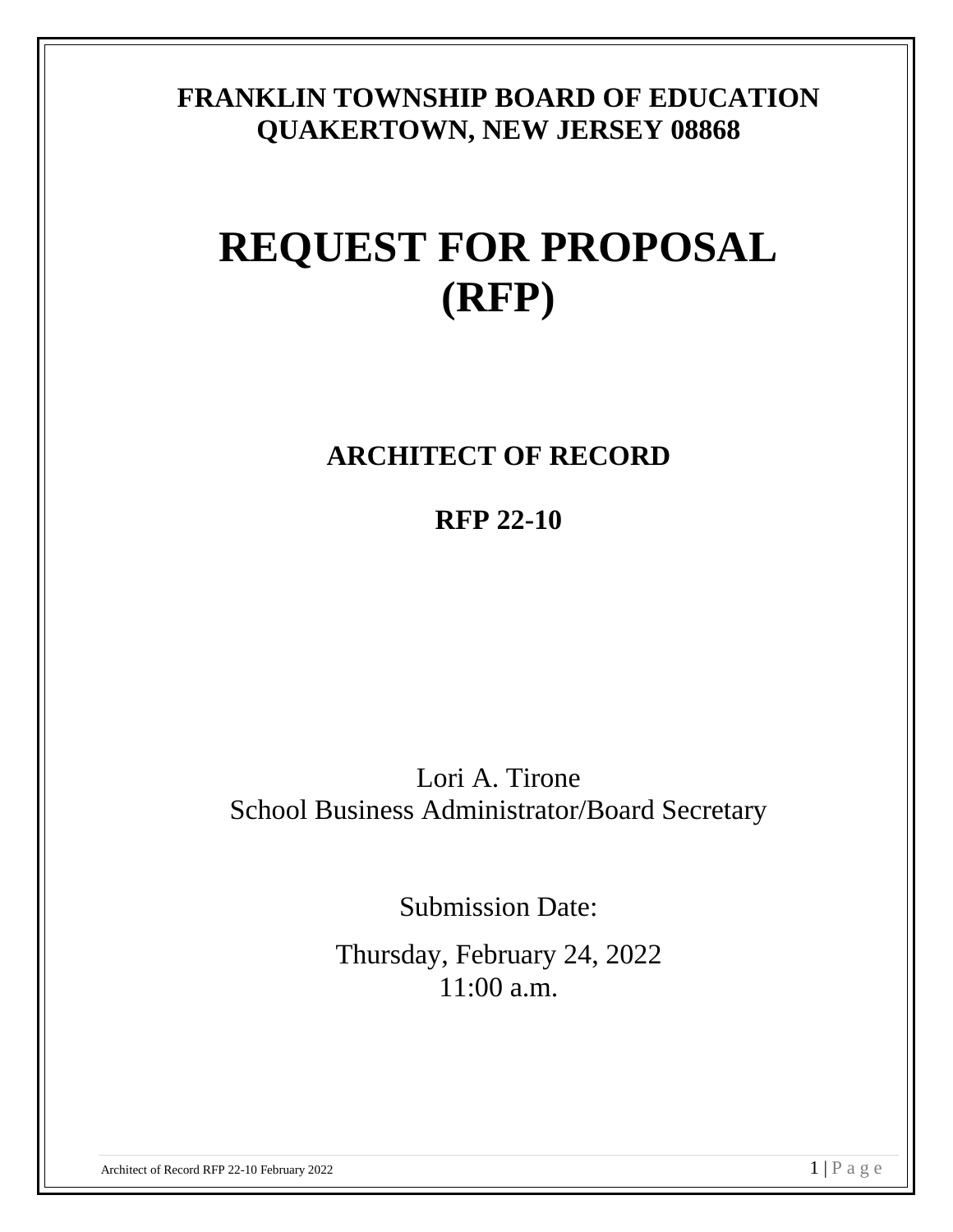**FRANKLIN TOWNSHIP BOARD OF EDUCATION**
**QUAKERTOWN, NEW JERSEY 08868**

# REQUEST FOR PROPOSAL (RFP)

## ARCHITECT OF RECORD

## RFP 22-10

Lori A. Tirone
School Business Administrator/Board Secretary

Submission Date:

Thursday, February 24, 2022
11:00 a.m.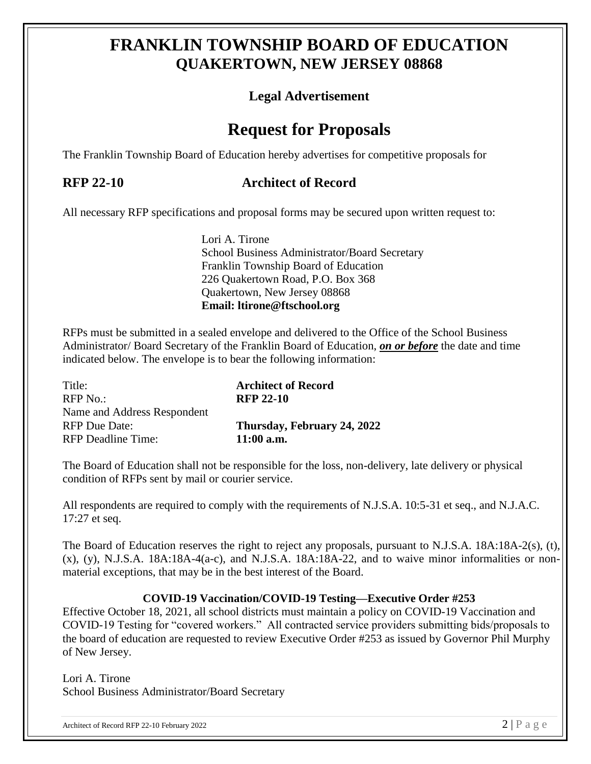# FRANKLIN TOWNSHIP BOARD OF EDUCATION
## QUAKERTOWN, NEW JERSEY 08868

### Legal Advertisement

# Request for Proposals

The Franklin Township Board of Education hereby advertises for competitive proposals for

**RFP 22-10 Architect of Record**

All necessary RFP specifications and proposal forms may be secured upon written request to:

Lori A. Tirone
School Business Administrator/Board Secretary
Franklin Township Board of Education
226 Quakertown Road, P.O. Box 368
Quakertown, New Jersey 08868
**Email: ltirone@ftschool.org**

RFPs must be submitted in a sealed envelope and delivered to the Office of the School Business Administrator/ Board Secretary of the Franklin Board of Education, ***on or before*** the date and time indicated below. The envelope is to bear the following information:

| | |
|---|---|
| Title: | **Architect of Record** |
| RFP No.: | **RFP 22-10** |
| Name and Address Respondent | |
| RFP Due Date: | **Thursday, February 24, 2022** |
| RFP Deadline Time: | **11:00 a.m.** |

The Board of Education shall not be responsible for the loss, non-delivery, late delivery or physical condition of RFPs sent by mail or courier service.

All respondents are required to comply with the requirements of N.J.S.A. 10:5-31 et seq., and N.J.A.C. 17:27 et seq.

The Board of Education reserves the right to reject any proposals, pursuant to N.J.S.A. 18A:18A-2(s), (t), (x), (y), N.J.S.A. 18A:18A-4(a-c), and N.J.S.A. 18A:18A-22, and to waive minor informalities or non-material exceptions, that may be in the best interest of the Board.

**COVID-19 Vaccination/COVID-19 Testing—Executive Order #253**

Effective October 18, 2021, all school districts must maintain a policy on COVID-19 Vaccination and COVID-19 Testing for "covered workers." All contracted service providers submitting bids/proposals to the board of education are requested to review Executive Order #253 as issued by Governor Phil Murphy of New Jersey.

Lori A. Tirone
School Business Administrator/Board Secretary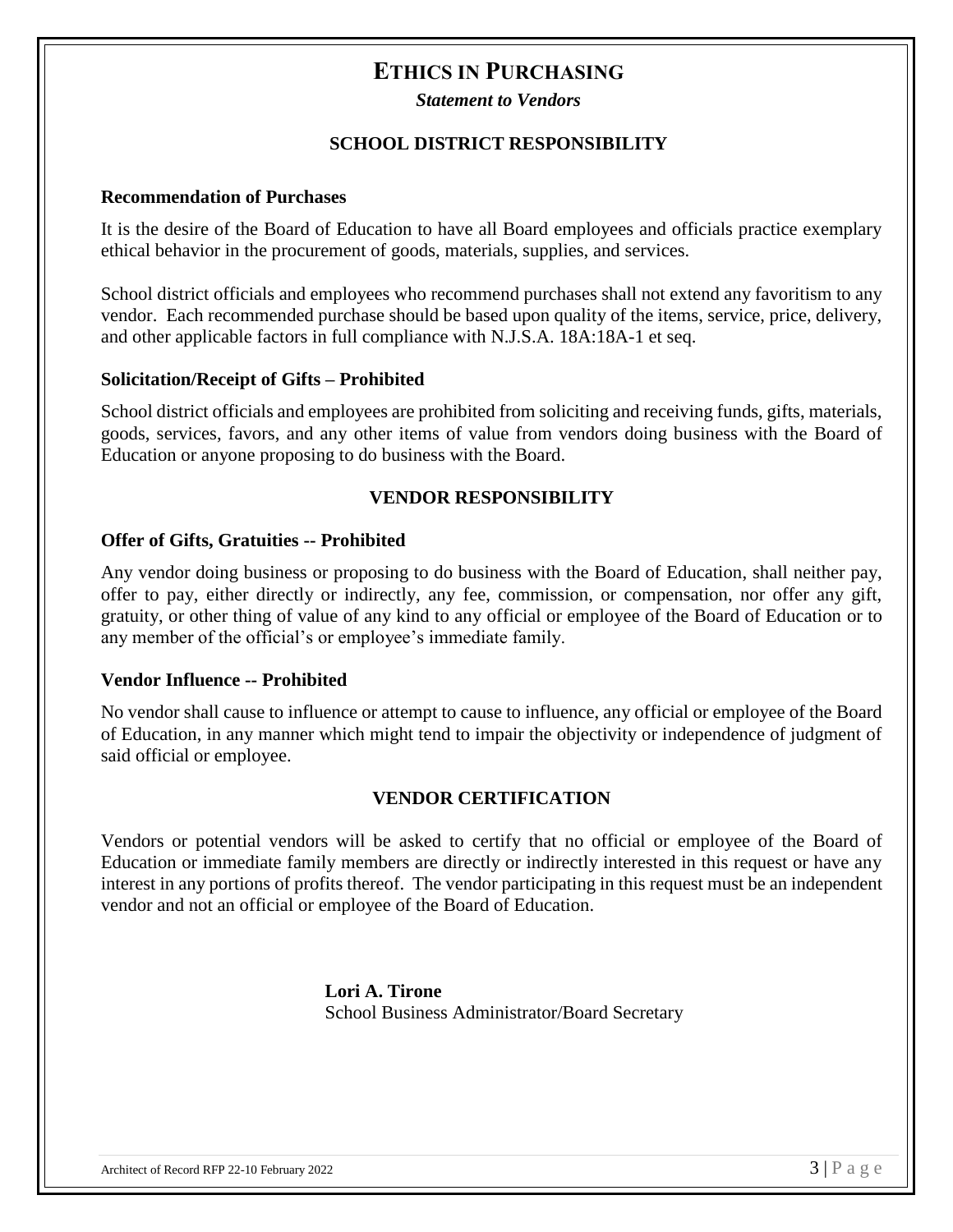# ETHICS IN PURCHASING

***Statement to Vendors***

## SCHOOL DISTRICT RESPONSIBILITY

### Recommendation of Purchases

It is the desire of the Board of Education to have all Board employees and officials practice exemplary ethical behavior in the procurement of goods, materials, supplies, and services.

School district officials and employees who recommend purchases shall not extend any favoritism to any vendor. Each recommended purchase should be based upon quality of the items, service, price, delivery, and other applicable factors in full compliance with N.J.S.A. 18A:18A-1 et seq.

### Solicitation/Receipt of Gifts – Prohibited

School district officials and employees are prohibited from soliciting and receiving funds, gifts, materials, goods, services, favors, and any other items of value from vendors doing business with the Board of Education or anyone proposing to do business with the Board.

## VENDOR RESPONSIBILITY

### Offer of Gifts, Gratuities -- Prohibited

Any vendor doing business or proposing to do business with the Board of Education, shall neither pay, offer to pay, either directly or indirectly, any fee, commission, or compensation, nor offer any gift, gratuity, or other thing of value of any kind to any official or employee of the Board of Education or to any member of the official's or employee's immediate family.

### Vendor Influence -- Prohibited

No vendor shall cause to influence or attempt to cause to influence, any official or employee of the Board of Education, in any manner which might tend to impair the objectivity or independence of judgment of said official or employee.

## VENDOR CERTIFICATION

Vendors or potential vendors will be asked to certify that no official or employee of the Board of Education or immediate family members are directly or indirectly interested in this request or have any interest in any portions of profits thereof. The vendor participating in this request must be an independent vendor and not an official or employee of the Board of Education.

**Lori A. Tirone**
School Business Administrator/Board Secretary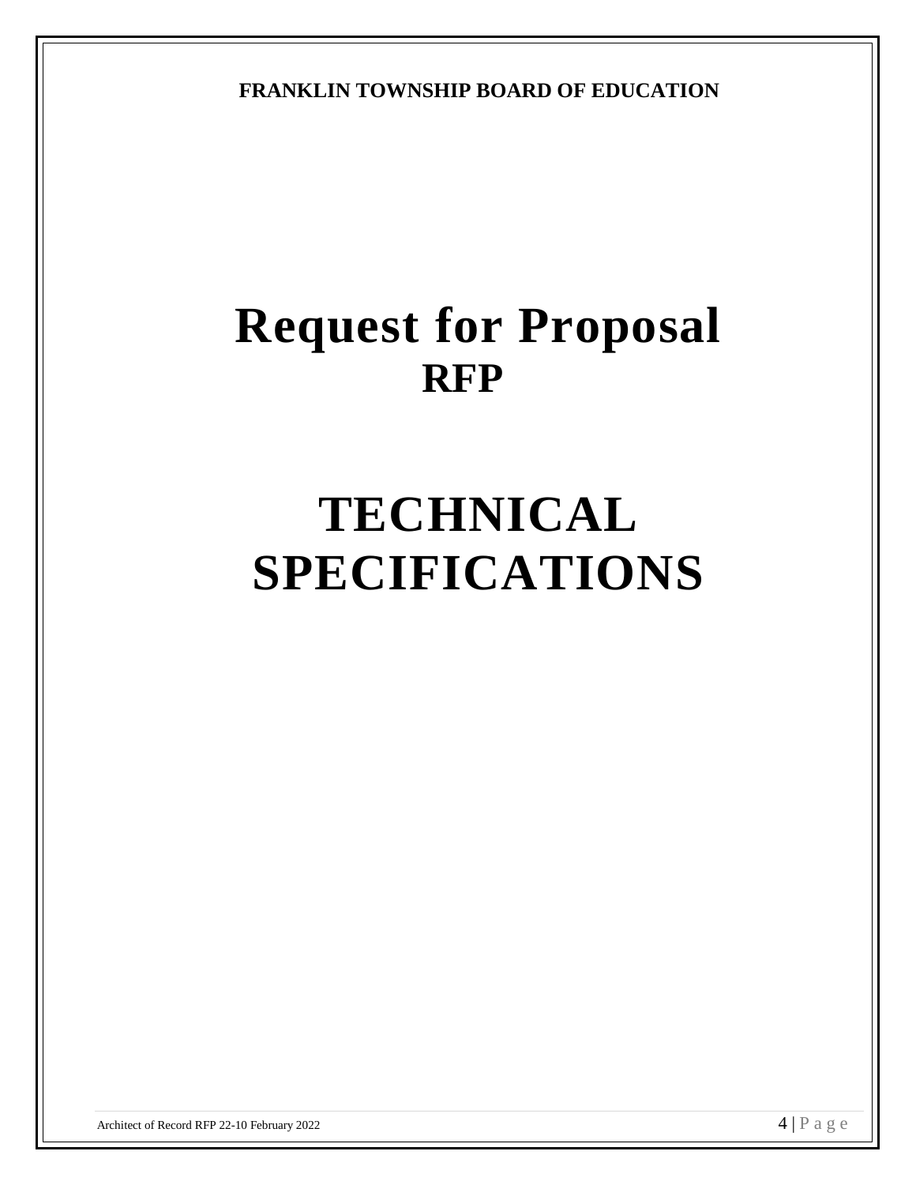**FRANKLIN TOWNSHIP BOARD OF EDUCATION**

# Request for Proposal
## RFP

# TECHNICAL SPECIFICATIONS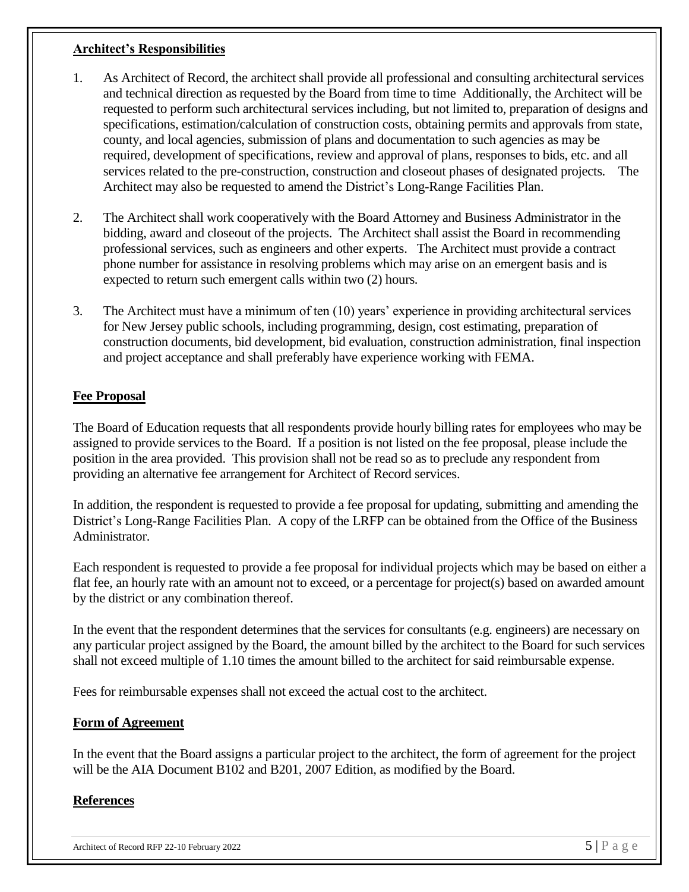**Architect's Responsibilities**

1. As Architect of Record, the architect shall provide all professional and consulting architectural services and technical direction as requested by the Board from time to time Additionally, the Architect will be requested to perform such architectural services including, but not limited to, preparation of designs and specifications, estimation/calculation of construction costs, obtaining permits and approvals from state, county, and local agencies, submission of plans and documentation to such agencies as may be required, development of specifications, review and approval of plans, responses to bids, etc. and all services related to the pre-construction, construction and closeout phases of designated projects. The Architect may also be requested to amend the District's Long-Range Facilities Plan.

2. The Architect shall work cooperatively with the Board Attorney and Business Administrator in the bidding, award and closeout of the projects. The Architect shall assist the Board in recommending professional services, such as engineers and other experts. The Architect must provide a contract phone number for assistance in resolving problems which may arise on an emergent basis and is expected to return such emergent calls within two (2) hours.

3. The Architect must have a minimum of ten (10) years' experience in providing architectural services for New Jersey public schools, including programming, design, cost estimating, preparation of construction documents, bid development, bid evaluation, construction administration, final inspection and project acceptance and shall preferably have experience working with FEMA.

**Fee Proposal**

The Board of Education requests that all respondents provide hourly billing rates for employees who may be assigned to provide services to the Board. If a position is not listed on the fee proposal, please include the position in the area provided. This provision shall not be read so as to preclude any respondent from providing an alternative fee arrangement for Architect of Record services.

In addition, the respondent is requested to provide a fee proposal for updating, submitting and amending the District's Long-Range Facilities Plan. A copy of the LRFP can be obtained from the Office of the Business Administrator.

Each respondent is requested to provide a fee proposal for individual projects which may be based on either a flat fee, an hourly rate with an amount not to exceed, or a percentage for project(s) based on awarded amount by the district or any combination thereof.

In the event that the respondent determines that the services for consultants (e.g. engineers) are necessary on any particular project assigned by the Board, the amount billed by the architect to the Board for such services shall not exceed multiple of 1.10 times the amount billed to the architect for said reimbursable expense.

Fees for reimbursable expenses shall not exceed the actual cost to the architect.

**Form of Agreement**

In the event that the Board assigns a particular project to the architect, the form of agreement for the project will be the AIA Document B102 and B201, 2007 Edition, as modified by the Board.

**References**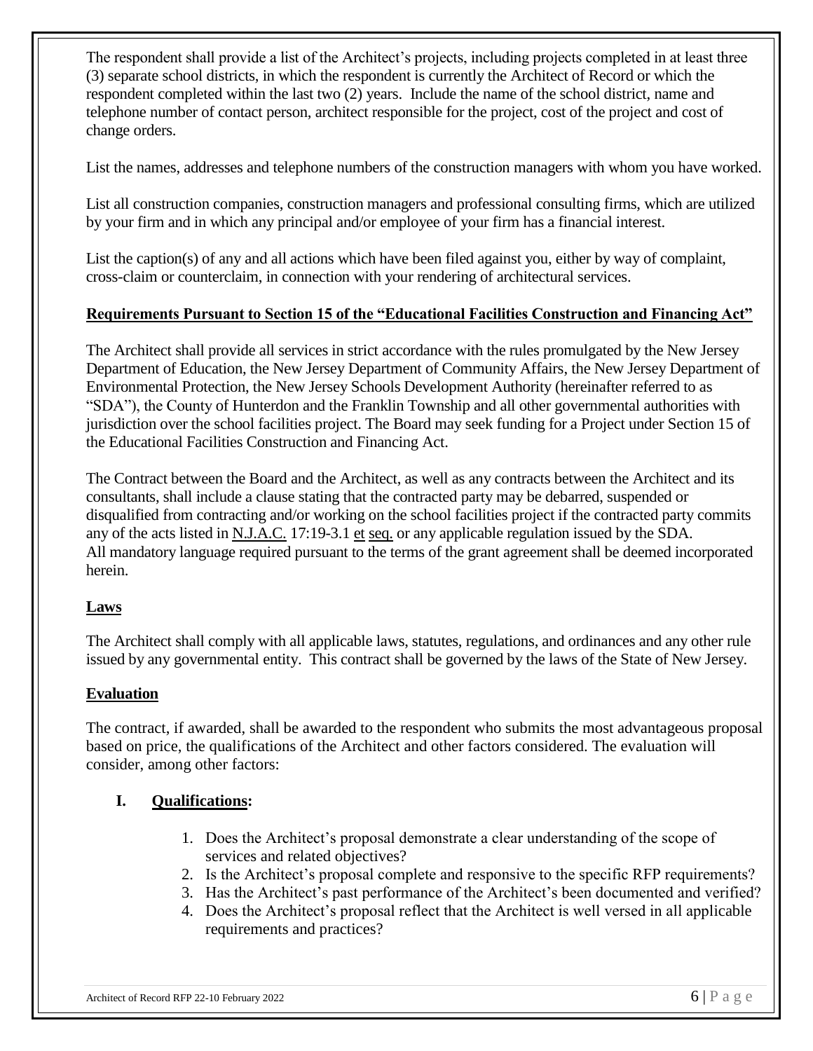The respondent shall provide a list of the Architect's projects, including projects completed in at least three (3) separate school districts, in which the respondent is currently the Architect of Record or which the respondent completed within the last two (2) years. Include the name of the school district, name and telephone number of contact person, architect responsible for the project, cost of the project and cost of change orders.

List the names, addresses and telephone numbers of the construction managers with whom you have worked.

List all construction companies, construction managers and professional consulting firms, which are utilized by your firm and in which any principal and/or employee of your firm has a financial interest.

List the caption(s) of any and all actions which have been filed against you, either by way of complaint, cross-claim or counterclaim, in connection with your rendering of architectural services.

**Requirements Pursuant to Section 15 of the "Educational Facilities Construction and Financing Act"**

The Architect shall provide all services in strict accordance with the rules promulgated by the New Jersey Department of Education, the New Jersey Department of Community Affairs, the New Jersey Department of Environmental Protection, the New Jersey Schools Development Authority (hereinafter referred to as "SDA"), the County of Hunterdon and the Franklin Township and all other governmental authorities with jurisdiction over the school facilities project. The Board may seek funding for a Project under Section 15 of the Educational Facilities Construction and Financing Act.

The Contract between the Board and the Architect, as well as any contracts between the Architect and its consultants, shall include a clause stating that the contracted party may be debarred, suspended or disqualified from contracting and/or working on the school facilities project if the contracted party commits any of the acts listed in N.J.A.C. 17:19-3.1 et seq. or any applicable regulation issued by the SDA. All mandatory language required pursuant to the terms of the grant agreement shall be deemed incorporated herein.

**Laws**

The Architect shall comply with all applicable laws, statutes, regulations, and ordinances and any other rule issued by any governmental entity. This contract shall be governed by the laws of the State of New Jersey.

**Evaluation**

The contract, if awarded, shall be awarded to the respondent who submits the most advantageous proposal based on price, the qualifications of the Architect and other factors considered. The evaluation will consider, among other factors:

**I. Qualifications:**

1. Does the Architect's proposal demonstrate a clear understanding of the scope of services and related objectives?
2. Is the Architect's proposal complete and responsive to the specific RFP requirements?
3. Has the Architect's past performance of the Architect's been documented and verified?
4. Does the Architect's proposal reflect that the Architect is well versed in all applicable requirements and practices?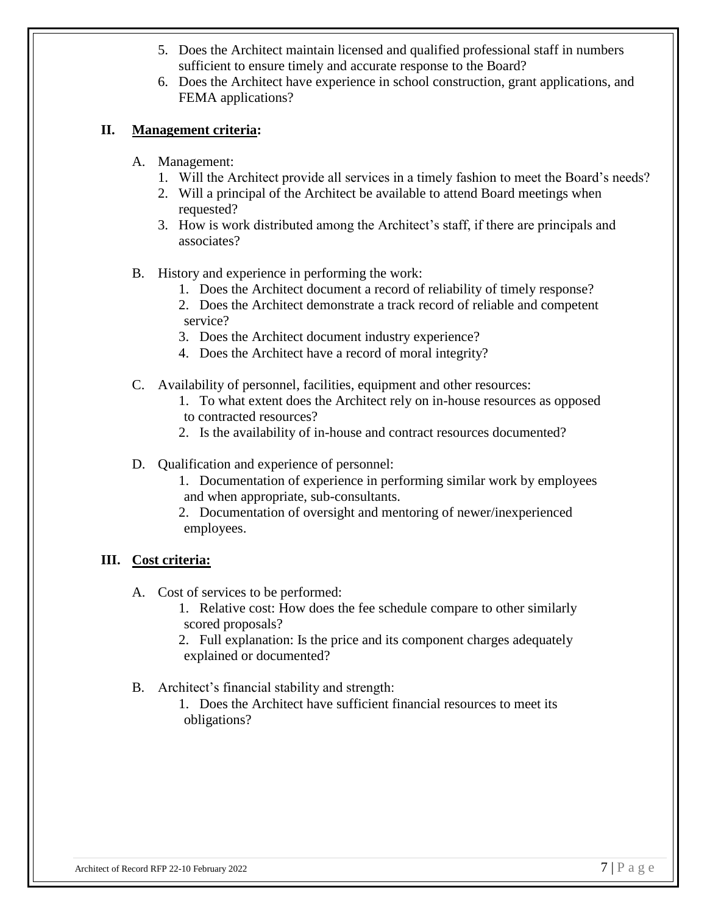5. Does the Architect maintain licensed and qualified professional staff in numbers sufficient to ensure timely and accurate response to the Board?
6. Does the Architect have experience in school construction, grant applications, and FEMA applications?

## II. Management criteria:

A. Management:

1. Will the Architect provide all services in a timely fashion to meet the Board's needs?
2. Will a principal of the Architect be available to attend Board meetings when requested?
3. How is work distributed among the Architect's staff, if there are principals and associates?

B. History and experience in performing the work:

1. Does the Architect document a record of reliability of timely response?
2. Does the Architect demonstrate a track record of reliable and competent service?
3. Does the Architect document industry experience?
4. Does the Architect have a record of moral integrity?

C. Availability of personnel, facilities, equipment and other resources:

1. To what extent does the Architect rely on in-house resources as opposed to contracted resources?
2. Is the availability of in-house and contract resources documented?

D. Qualification and experience of personnel:

1. Documentation of experience in performing similar work by employees and when appropriate, sub-consultants.
2. Documentation of oversight and mentoring of newer/inexperienced employees.

## III. Cost criteria:

A. Cost of services to be performed:

1. Relative cost: How does the fee schedule compare to other similarly scored proposals?
2. Full explanation: Is the price and its component charges adequately explained or documented?

B. Architect's financial stability and strength:

1. Does the Architect have sufficient financial resources to meet its obligations?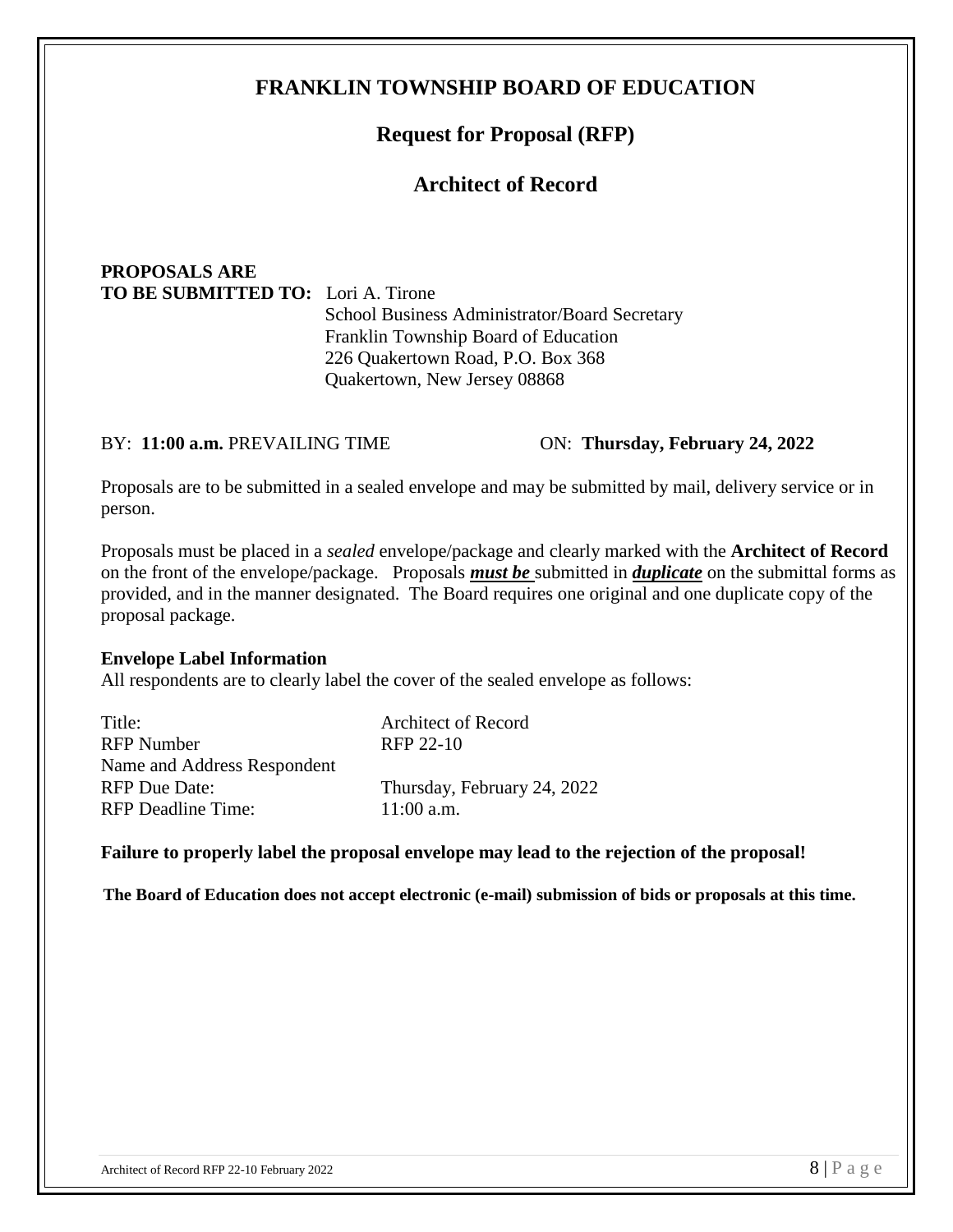# FRANKLIN TOWNSHIP BOARD OF EDUCATION

## Request for Proposal (RFP)

## Architect of Record

**PROPOSALS ARE**
**TO BE SUBMITTED TO:** Lori A. Tirone
School Business Administrator/Board Secretary
Franklin Township Board of Education
226 Quakertown Road, P.O. Box 368
Quakertown, New Jersey 08868

BY: **11:00 a.m.** PREVAILING TIME ON: **Thursday, February 24, 2022**

Proposals are to be submitted in a sealed envelope and may be submitted by mail, delivery service or in person.

Proposals must be placed in a *sealed* envelope/package and clearly marked with the **Architect of Record** on the front of the envelope/package. Proposals ***must be*** submitted in ***duplicate*** on the submittal forms as provided, and in the manner designated. The Board requires one original and one duplicate copy of the proposal package.

**Envelope Label Information**

All respondents are to clearly label the cover of the sealed envelope as follows:

| | |
|---|---|
| Title: | Architect of Record |
| RFP Number | RFP 22-10 |
| Name and Address Respondent | |
| RFP Due Date: | Thursday, February 24, 2022 |
| RFP Deadline Time: | 11:00 a.m. |

**Failure to properly label the proposal envelope may lead to the rejection of the proposal!**

**The Board of Education does not accept electronic (e-mail) submission of bids or proposals at this time.**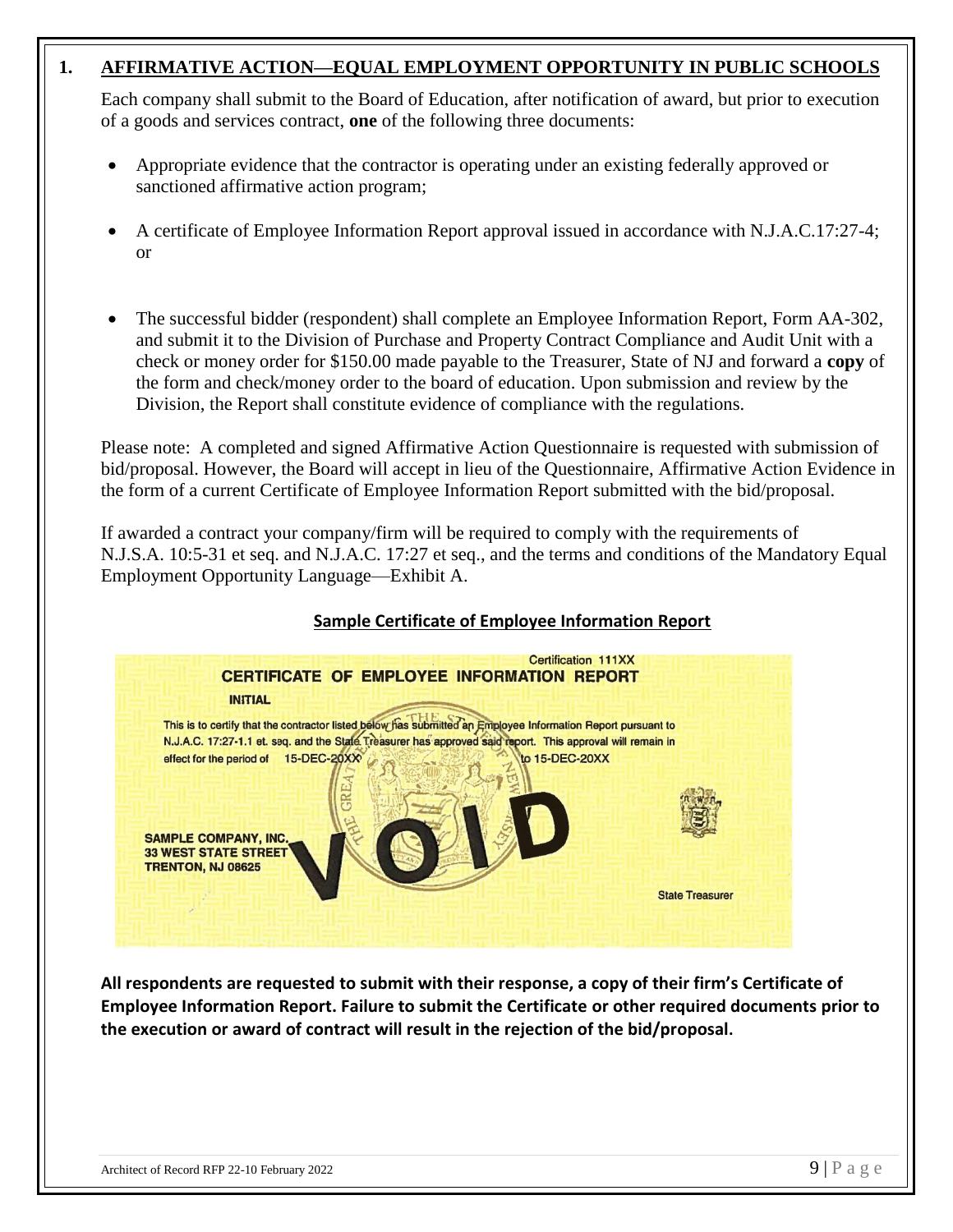## 1. AFFIRMATIVE ACTION—EQUAL EMPLOYMENT OPPORTUNITY IN PUBLIC SCHOOLS

Each company shall submit to the Board of Education, after notification of award, but prior to execution of a goods and services contract, **one** of the following three documents:

- Appropriate evidence that the contractor is operating under an existing federally approved or sanctioned affirmative action program;
- A certificate of Employee Information Report approval issued in accordance with N.J.A.C.17:27-4; or
- The successful bidder (respondent) shall complete an Employee Information Report, Form AA-302, and submit it to the Division of Purchase and Property Contract Compliance and Audit Unit with a check or money order for $150.00 made payable to the Treasurer, State of NJ and forward a **copy** of the form and check/money order to the board of education. Upon submission and review by the Division, the Report shall constitute evidence of compliance with the regulations.

Please note: A completed and signed Affirmative Action Questionnaire is requested with submission of bid/proposal. However, the Board will accept in lieu of the Questionnaire, Affirmative Action Evidence in the form of a current Certificate of Employee Information Report submitted with the bid/proposal.

If awarded a contract your company/firm will be required to comply with the requirements of N.J.S.A. 10:5-31 et seq. and N.J.A.C. 17:27 et seq., and the terms and conditions of the Mandatory Equal Employment Opportunity Language—Exhibit A.

**Sample Certificate of Employee Information Report**

Certification 111XX

CERTIFICATE OF EMPLOYEE INFORMATION REPORT

INITIAL

This is to certify that the contractor listed below has submitted an Employee Information Report pursuant to N.J.A.C. 17:27-1.1 et. seq. and the State Treasurer has approved said report. This approval will remain in effect for the period of 15-DEC-20XX to 15-DEC-20XX

SAMPLE COMPANY, INC.
33 WEST STATE STREET
TRENTON, NJ 08625

VOID

State Treasurer

**All respondents are requested to submit with their response, a copy of their firm's Certificate of Employee Information Report. Failure to submit the Certificate or other required documents prior to the execution or award of contract will result in the rejection of the bid/proposal.**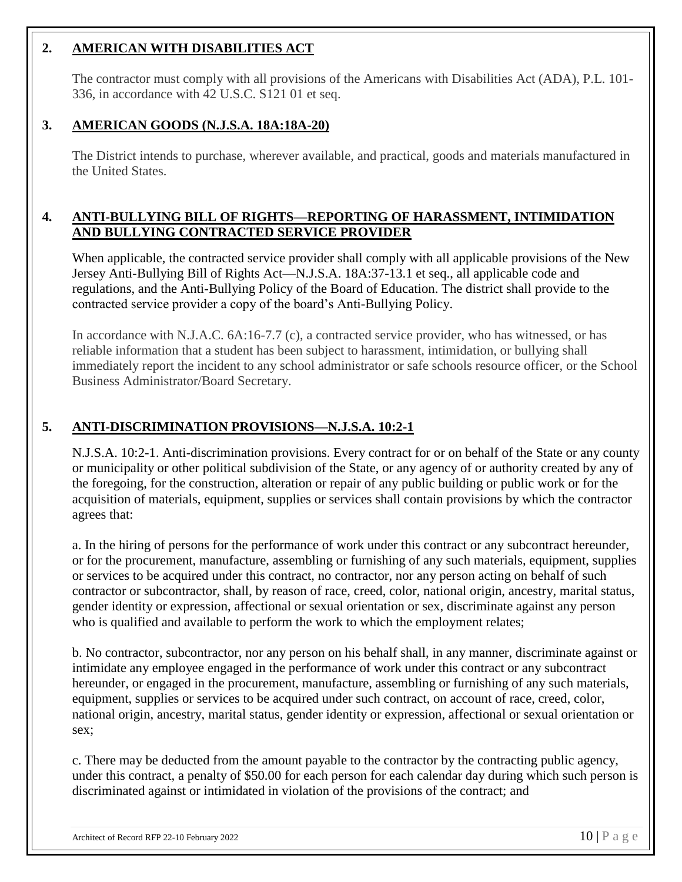## 2. AMERICAN WITH DISABILITIES ACT

The contractor must comply with all provisions of the Americans with Disabilities Act (ADA), P.L. 101-336, in accordance with 42 U.S.C. S121 01 et seq.

## 3. AMERICAN GOODS (N.J.S.A. 18A:18A-20)

The District intends to purchase, wherever available, and practical, goods and materials manufactured in the United States.

## 4. ANTI-BULLYING BILL OF RIGHTS—REPORTING OF HARASSMENT, INTIMIDATION AND BULLYING CONTRACTED SERVICE PROVIDER

When applicable, the contracted service provider shall comply with all applicable provisions of the New Jersey Anti-Bullying Bill of Rights Act—N.J.S.A. 18A:37-13.1 et seq., all applicable code and regulations, and the Anti-Bullying Policy of the Board of Education. The district shall provide to the contracted service provider a copy of the board's Anti-Bullying Policy.

In accordance with N.J.A.C. 6A:16-7.7 (c), a contracted service provider, who has witnessed, or has reliable information that a student has been subject to harassment, intimidation, or bullying shall immediately report the incident to any school administrator or safe schools resource officer, or the School Business Administrator/Board Secretary.

## 5. ANTI-DISCRIMINATION PROVISIONS—N.J.S.A. 10:2-1

N.J.S.A. 10:2-1. Anti-discrimination provisions. Every contract for or on behalf of the State or any county or municipality or other political subdivision of the State, or any agency of or authority created by any of the foregoing, for the construction, alteration or repair of any public building or public work or for the acquisition of materials, equipment, supplies or services shall contain provisions by which the contractor agrees that:

a. In the hiring of persons for the performance of work under this contract or any subcontract hereunder, or for the procurement, manufacture, assembling or furnishing of any such materials, equipment, supplies or services to be acquired under this contract, no contractor, nor any person acting on behalf of such contractor or subcontractor, shall, by reason of race, creed, color, national origin, ancestry, marital status, gender identity or expression, affectional or sexual orientation or sex, discriminate against any person who is qualified and available to perform the work to which the employment relates;

b. No contractor, subcontractor, nor any person on his behalf shall, in any manner, discriminate against or intimidate any employee engaged in the performance of work under this contract or any subcontract hereunder, or engaged in the procurement, manufacture, assembling or furnishing of any such materials, equipment, supplies or services to be acquired under such contract, on account of race, creed, color, national origin, ancestry, marital status, gender identity or expression, affectional or sexual orientation or sex;

c. There may be deducted from the amount payable to the contractor by the contracting public agency, under this contract, a penalty of $50.00 for each person for each calendar day during which such person is discriminated against or intimidated in violation of the provisions of the contract; and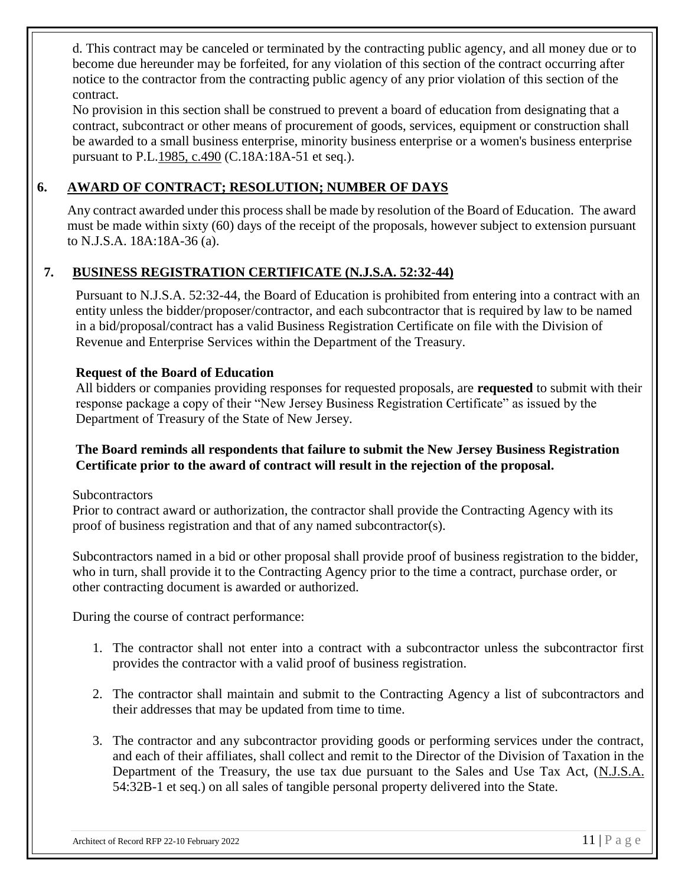d. This contract may be canceled or terminated by the contracting public agency, and all money due or to become due hereunder may be forfeited, for any violation of this section of the contract occurring after notice to the contractor from the contracting public agency of any prior violation of this section of the contract.

No provision in this section shall be construed to prevent a board of education from designating that a contract, subcontract or other means of procurement of goods, services, equipment or construction shall be awarded to a small business enterprise, minority business enterprise or a women's business enterprise pursuant to P.L.1985, c.490 (C.18A:18A-51 et seq.).

## 6. AWARD OF CONTRACT; RESOLUTION; NUMBER OF DAYS

Any contract awarded under this process shall be made by resolution of the Board of Education. The award must be made within sixty (60) days of the receipt of the proposals, however subject to extension pursuant to N.J.S.A. 18A:18A-36 (a).

## 7. BUSINESS REGISTRATION CERTIFICATE (N.J.S.A. 52:32-44)

Pursuant to N.J.S.A. 52:32-44, the Board of Education is prohibited from entering into a contract with an entity unless the bidder/proposer/contractor, and each subcontractor that is required by law to be named in a bid/proposal/contract has a valid Business Registration Certificate on file with the Division of Revenue and Enterprise Services within the Department of the Treasury.

**Request of the Board of Education**

All bidders or companies providing responses for requested proposals, are **requested** to submit with their response package a copy of their "New Jersey Business Registration Certificate" as issued by the Department of Treasury of the State of New Jersey.

**The Board reminds all respondents that failure to submit the New Jersey Business Registration Certificate prior to the award of contract will result in the rejection of the proposal.**

Subcontractors

Prior to contract award or authorization, the contractor shall provide the Contracting Agency with its proof of business registration and that of any named subcontractor(s).

Subcontractors named in a bid or other proposal shall provide proof of business registration to the bidder, who in turn, shall provide it to the Contracting Agency prior to the time a contract, purchase order, or other contracting document is awarded or authorized.

During the course of contract performance:

1. The contractor shall not enter into a contract with a subcontractor unless the subcontractor first provides the contractor with a valid proof of business registration.
2. The contractor shall maintain and submit to the Contracting Agency a list of subcontractors and their addresses that may be updated from time to time.
3. The contractor and any subcontractor providing goods or performing services under the contract, and each of their affiliates, shall collect and remit to the Director of the Division of Taxation in the Department of the Treasury, the use tax due pursuant to the Sales and Use Tax Act, (N.J.S.A. 54:32B-1 et seq.) on all sales of tangible personal property delivered into the State.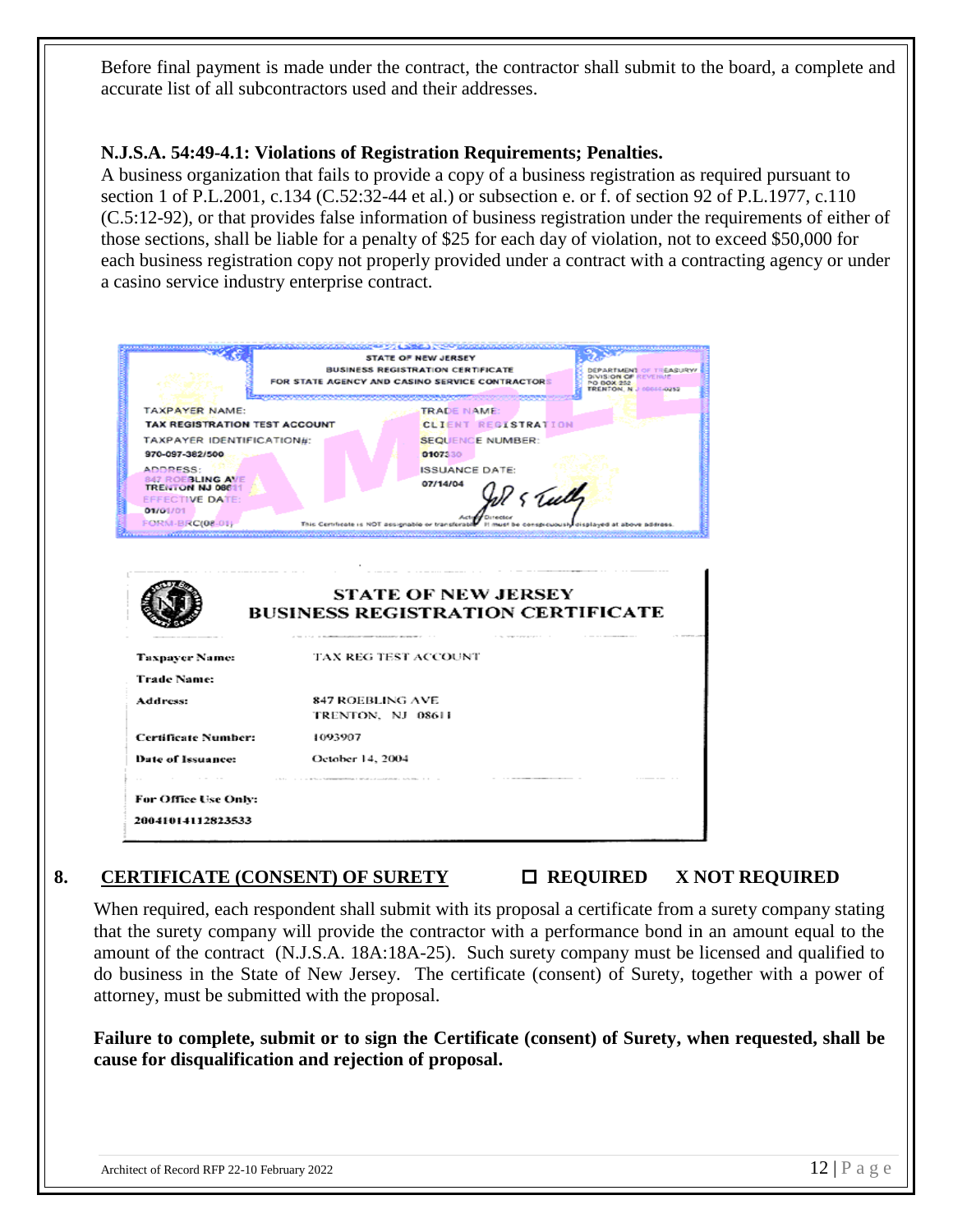Before final payment is made under the contract, the contractor shall submit to the board, a complete and accurate list of all subcontractors used and their addresses.

**N.J.S.A. 54:49-4.1: Violations of Registration Requirements; Penalties.**

A business organization that fails to provide a copy of a business registration as required pursuant to section 1 of P.L.2001, c.134 (C.52:32-44 et al.) or subsection e. or f. of section 92 of P.L.1977, c.110 (C.5:12-92), or that provides false information of business registration under the requirements of either of those sections, shall be liable for a penalty of $25 for each day of violation, not to exceed $50,000 for each business registration copy not properly provided under a contract with a contracting agency or under a casino service industry enterprise contract.

STATE OF NEW JERSEY
BUSINESS REGISTRATION CERTIFICATE
FOR STATE AGENCY AND CASINO SERVICE CONTRACTORS

DEPARTMENT OF TREASURY
DIVISION OF REVENUE
PO BOX 252
TRENTON, N J 08646-0252

TAXPAYER NAME: TAX REGISTRATION TEST ACCOUNT
TRADE NAME: CLIENT REGISTRATION
TAXPAYER IDENTIFICATION#: 970-097-382/500
SEQUENCE NUMBER: 0107330
ADDRESS: 847 ROEBLING AVE TRENTON NJ 08611
ISSUANCE DATE: 07/14/04
EFFECTIVE DATE: 01/01/01
FORM-BRC(08-01)

Acting Director

This Certificate is NOT assignable or transferable. It must be conspicuously displayed at above address.

SAMPLE

**STATE OF NEW JERSEY**
**BUSINESS REGISTRATION CERTIFICATE**

| | |
|---|---|
| **Taxpayer Name:** | TAX REG TEST ACCOUNT |
| **Trade Name:** | |
| **Address:** | 847 ROEBLING AVE<br>TRENTON, NJ 08611 |
| **Certificate Number:** | 1093907 |
| **Date of Issuance:** | October 14, 2004 |

**For Office Use Only:**
20041014112823533

## 8. CERTIFICATE (CONSENT) OF SURETY ☐ REQUIRED X NOT REQUIRED

When required, each respondent shall submit with its proposal a certificate from a surety company stating that the surety company will provide the contractor with a performance bond in an amount equal to the amount of the contract (N.J.S.A. 18A:18A-25). Such surety company must be licensed and qualified to do business in the State of New Jersey. The certificate (consent) of Surety, together with a power of attorney, must be submitted with the proposal.

**Failure to complete, submit or to sign the Certificate (consent) of Surety, when requested, shall be cause for disqualification and rejection of proposal.**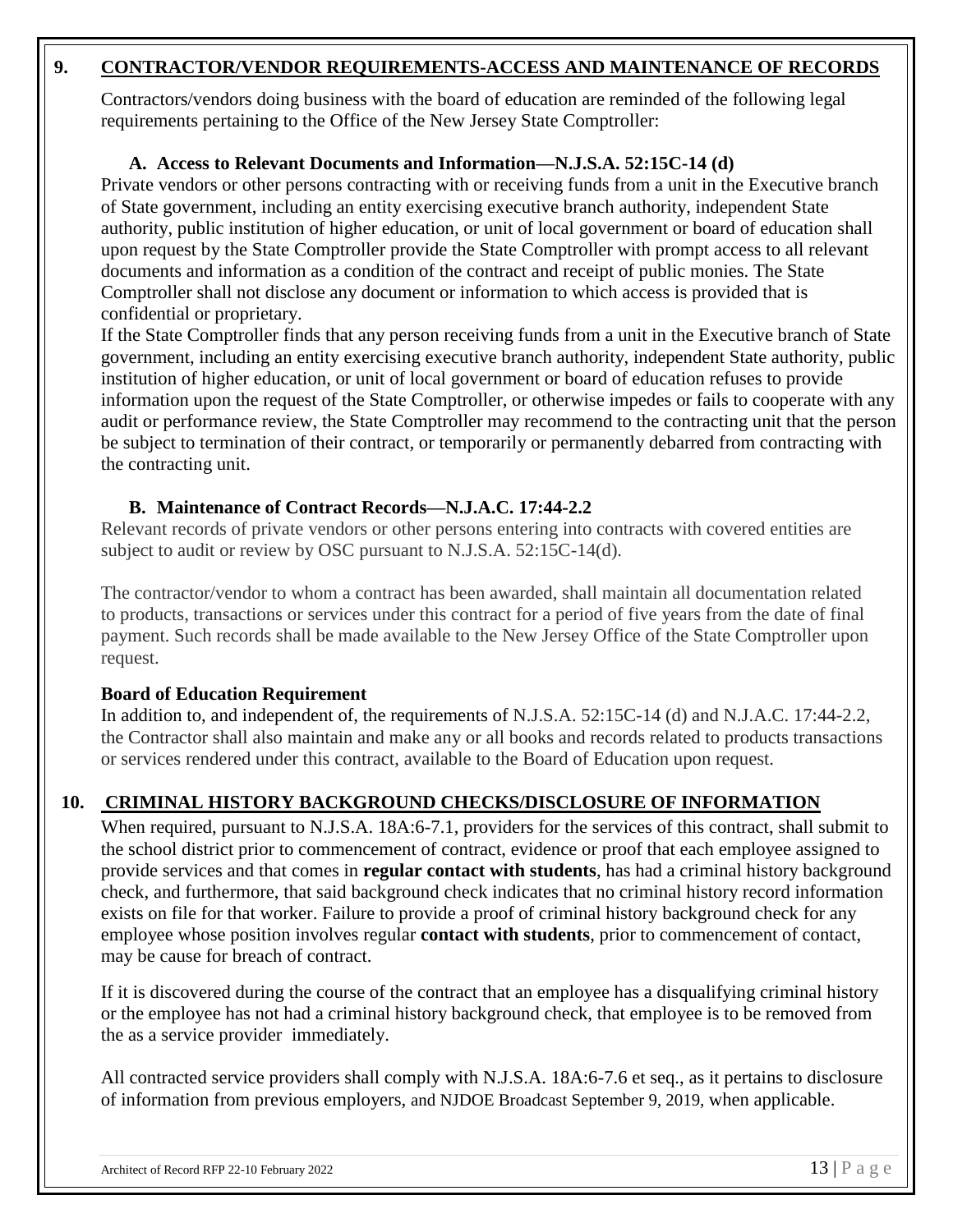## 9. CONTRACTOR/VENDOR REQUIREMENTS-ACCESS AND MAINTENANCE OF RECORDS

Contractors/vendors doing business with the board of education are reminded of the following legal requirements pertaining to the Office of the New Jersey State Comptroller:

### A. Access to Relevant Documents and Information—N.J.S.A. 52:15C-14 (d)

Private vendors or other persons contracting with or receiving funds from a unit in the Executive branch of State government, including an entity exercising executive branch authority, independent State authority, public institution of higher education, or unit of local government or board of education shall upon request by the State Comptroller provide the State Comptroller with prompt access to all relevant documents and information as a condition of the contract and receipt of public monies. The State Comptroller shall not disclose any document or information to which access is provided that is confidential or proprietary.

If the State Comptroller finds that any person receiving funds from a unit in the Executive branch of State government, including an entity exercising executive branch authority, independent State authority, public institution of higher education, or unit of local government or board of education refuses to provide information upon the request of the State Comptroller, or otherwise impedes or fails to cooperate with any audit or performance review, the State Comptroller may recommend to the contracting unit that the person be subject to termination of their contract, or temporarily or permanently debarred from contracting with the contracting unit.

### B. Maintenance of Contract Records—N.J.A.C. 17:44-2.2

Relevant records of private vendors or other persons entering into contracts with covered entities are subject to audit or review by OSC pursuant to N.J.S.A. 52:15C-14(d).

The contractor/vendor to whom a contract has been awarded, shall maintain all documentation related to products, transactions or services under this contract for a period of five years from the date of final payment. Such records shall be made available to the New Jersey Office of the State Comptroller upon request.

**Board of Education Requirement**

In addition to, and independent of, the requirements of N.J.S.A. 52:15C-14 (d) and N.J.A.C. 17:44-2.2, the Contractor shall also maintain and make any or all books and records related to products transactions or services rendered under this contract, available to the Board of Education upon request.

## 10. CRIMINAL HISTORY BACKGROUND CHECKS/DISCLOSURE OF INFORMATION

When required, pursuant to N.J.S.A. 18A:6-7.1, providers for the services of this contract, shall submit to the school district prior to commencement of contract, evidence or proof that each employee assigned to provide services and that comes in **regular contact with students**, has had a criminal history background check, and furthermore, that said background check indicates that no criminal history record information exists on file for that worker. Failure to provide a proof of criminal history background check for any employee whose position involves regular **contact with students**, prior to commencement of contact, may be cause for breach of contract.

If it is discovered during the course of the contract that an employee has a disqualifying criminal history or the employee has not had a criminal history background check, that employee is to be removed from the as a service provider immediately.

All contracted service providers shall comply with N.J.S.A. 18A:6-7.6 et seq., as it pertains to disclosure of information from previous employers, and NJDOE Broadcast September 9, 2019, when applicable.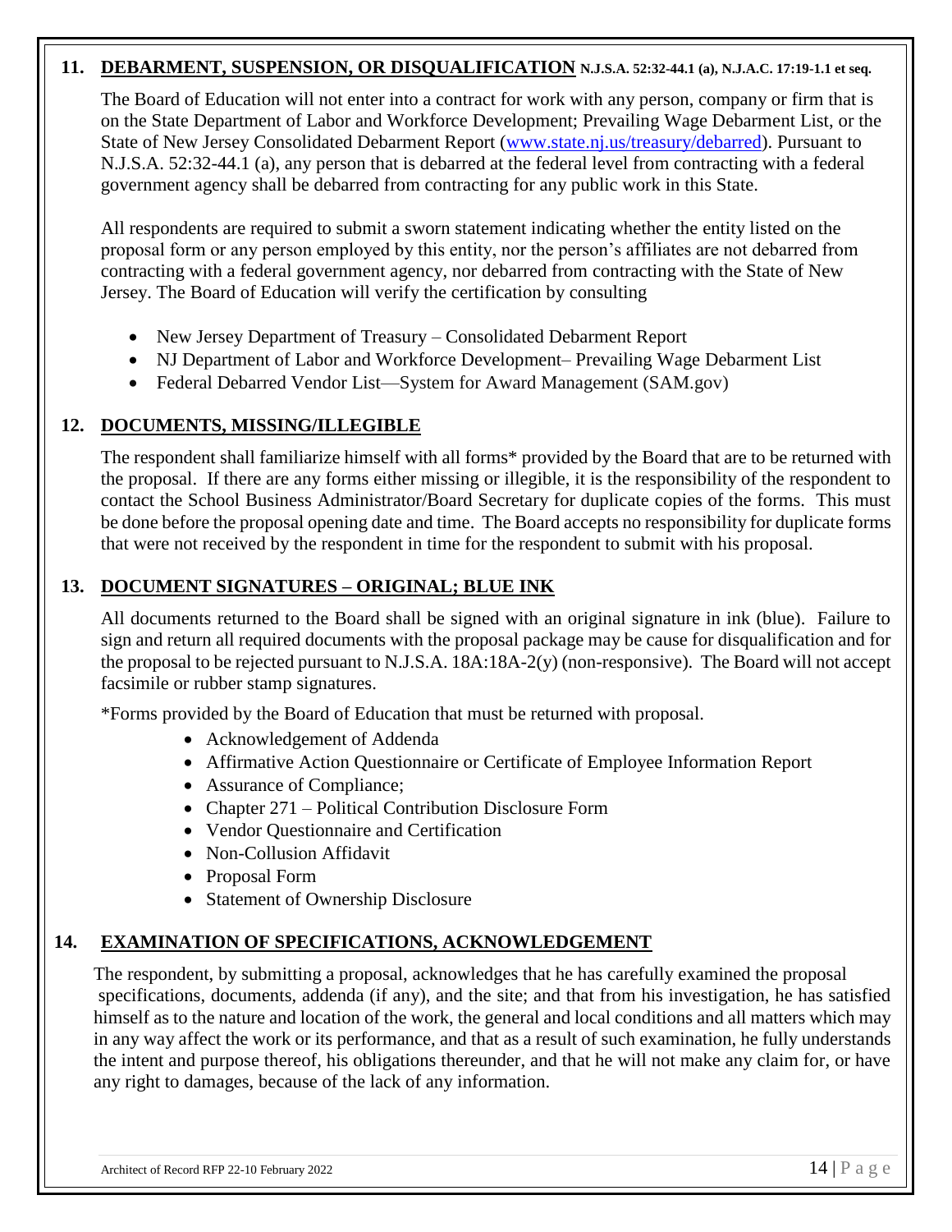## 11. DEBARMENT, SUSPENSION, OR DISQUALIFICATION N.J.S.A. 52:32-44.1 (a), N.J.A.C. 17:19-1.1 et seq.

The Board of Education will not enter into a contract for work with any person, company or firm that is on the State Department of Labor and Workforce Development; Prevailing Wage Debarment List, or the State of New Jersey Consolidated Debarment Report (www.state.nj.us/treasury/debarred). Pursuant to N.J.S.A. 52:32-44.1 (a), any person that is debarred at the federal level from contracting with a federal government agency shall be debarred from contracting for any public work in this State.

All respondents are required to submit a sworn statement indicating whether the entity listed on the proposal form or any person employed by this entity, nor the person's affiliates are not debarred from contracting with a federal government agency, nor debarred from contracting with the State of New Jersey. The Board of Education will verify the certification by consulting

- New Jersey Department of Treasury – Consolidated Debarment Report
- NJ Department of Labor and Workforce Development– Prevailing Wage Debarment List
- Federal Debarred Vendor List—System for Award Management (SAM.gov)

## 12. DOCUMENTS, MISSING/ILLEGIBLE

The respondent shall familiarize himself with all forms* provided by the Board that are to be returned with the proposal. If there are any forms either missing or illegible, it is the responsibility of the respondent to contact the School Business Administrator/Board Secretary for duplicate copies of the forms. This must be done before the proposal opening date and time. The Board accepts no responsibility for duplicate forms that were not received by the respondent in time for the respondent to submit with his proposal.

## 13. DOCUMENT SIGNATURES – ORIGINAL; BLUE INK

All documents returned to the Board shall be signed with an original signature in ink (blue). Failure to sign and return all required documents with the proposal package may be cause for disqualification and for the proposal to be rejected pursuant to N.J.S.A. 18A:18A-2(y) (non-responsive). The Board will not accept facsimile or rubber stamp signatures.

*Forms provided by the Board of Education that must be returned with proposal.

- Acknowledgement of Addenda
- Affirmative Action Questionnaire or Certificate of Employee Information Report
- Assurance of Compliance;
- Chapter 271 – Political Contribution Disclosure Form
- Vendor Questionnaire and Certification
- Non-Collusion Affidavit
- Proposal Form
- Statement of Ownership Disclosure

## 14. EXAMINATION OF SPECIFICATIONS, ACKNOWLEDGEMENT

The respondent, by submitting a proposal, acknowledges that he has carefully examined the proposal specifications, documents, addenda (if any), and the site; and that from his investigation, he has satisfied himself as to the nature and location of the work, the general and local conditions and all matters which may in any way affect the work or its performance, and that as a result of such examination, he fully understands the intent and purpose thereof, his obligations thereunder, and that he will not make any claim for, or have any right to damages, because of the lack of any information.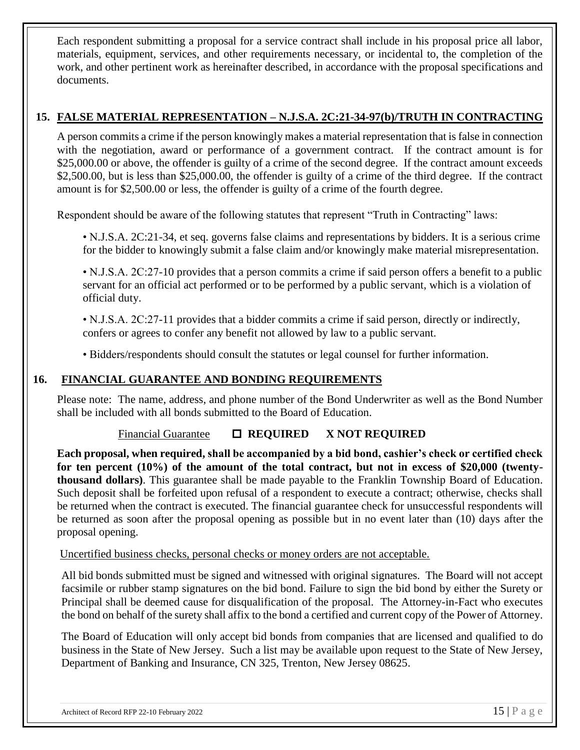Each respondent submitting a proposal for a service contract shall include in his proposal price all labor, materials, equipment, services, and other requirements necessary, or incidental to, the completion of the work, and other pertinent work as hereinafter described, in accordance with the proposal specifications and documents.

## 15. FALSE MATERIAL REPRESENTATION – N.J.S.A. 2C:21-34-97(b)/TRUTH IN CONTRACTING

A person commits a crime if the person knowingly makes a material representation that is false in connection with the negotiation, award or performance of a government contract. If the contract amount is for $25,000.00 or above, the offender is guilty of a crime of the second degree. If the contract amount exceeds $2,500.00, but is less than $25,000.00, the offender is guilty of a crime of the third degree. If the contract amount is for $2,500.00 or less, the offender is guilty of a crime of the fourth degree.

Respondent should be aware of the following statutes that represent "Truth in Contracting" laws:

- N.J.S.A. 2C:21-34, et seq. governs false claims and representations by bidders. It is a serious crime for the bidder to knowingly submit a false claim and/or knowingly make material misrepresentation.
- N.J.S.A. 2C:27-10 provides that a person commits a crime if said person offers a benefit to a public servant for an official act performed or to be performed by a public servant, which is a violation of official duty.
- N.J.S.A. 2C:27-11 provides that a bidder commits a crime if said person, directly or indirectly, confers or agrees to confer any benefit not allowed by law to a public servant.
- Bidders/respondents should consult the statutes or legal counsel for further information.

## 16. FINANCIAL GUARANTEE AND BONDING REQUIREMENTS

Please note: The name, address, and phone number of the Bond Underwriter as well as the Bond Number shall be included with all bonds submitted to the Board of Education.

Financial Guarantee ☐ **REQUIRED** **X NOT REQUIRED**

**Each proposal, when required, shall be accompanied by a bid bond, cashier's check or certified check for ten percent (10%) of the amount of the total contract, but not in excess of $20,000 (twenty-thousand dollars)**. This guarantee shall be made payable to the Franklin Township Board of Education. Such deposit shall be forfeited upon refusal of a respondent to execute a contract; otherwise, checks shall be returned when the contract is executed. The financial guarantee check for unsuccessful respondents will be returned as soon after the proposal opening as possible but in no event later than (10) days after the proposal opening.

Uncertified business checks, personal checks or money orders are not acceptable.

All bid bonds submitted must be signed and witnessed with original signatures. The Board will not accept facsimile or rubber stamp signatures on the bid bond. Failure to sign the bid bond by either the Surety or Principal shall be deemed cause for disqualification of the proposal. The Attorney-in-Fact who executes the bond on behalf of the surety shall affix to the bond a certified and current copy of the Power of Attorney.

The Board of Education will only accept bid bonds from companies that are licensed and qualified to do business in the State of New Jersey. Such a list may be available upon request to the State of New Jersey, Department of Banking and Insurance, CN 325, Trenton, New Jersey 08625.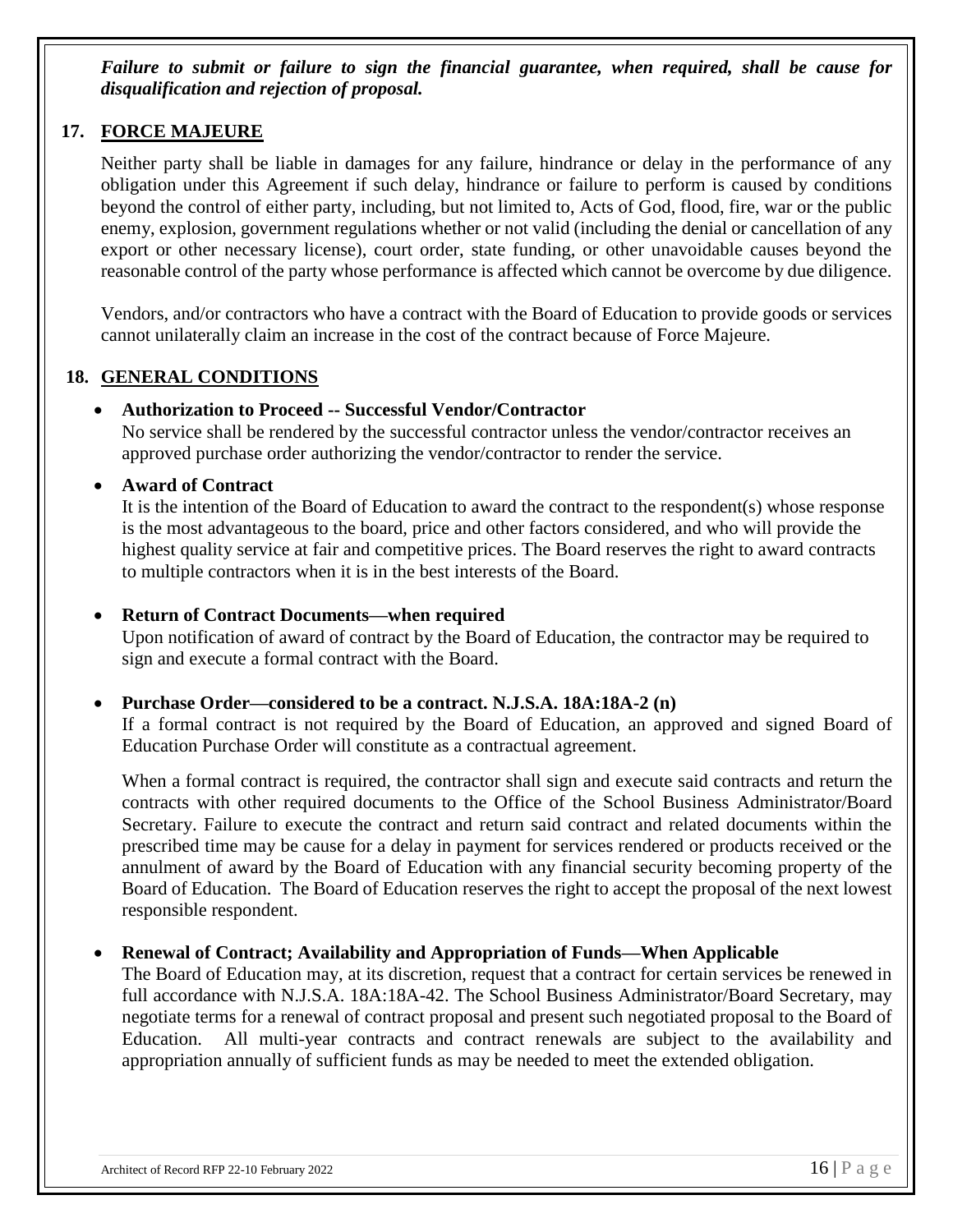***Failure to submit or failure to sign the financial guarantee, when required, shall be cause for disqualification and rejection of proposal.***

## 17. FORCE MAJEURE

Neither party shall be liable in damages for any failure, hindrance or delay in the performance of any obligation under this Agreement if such delay, hindrance or failure to perform is caused by conditions beyond the control of either party, including, but not limited to, Acts of God, flood, fire, war or the public enemy, explosion, government regulations whether or not valid (including the denial or cancellation of any export or other necessary license), court order, state funding, or other unavoidable causes beyond the reasonable control of the party whose performance is affected which cannot be overcome by due diligence.

Vendors, and/or contractors who have a contract with the Board of Education to provide goods or services cannot unilaterally claim an increase in the cost of the contract because of Force Majeure.

## 18. GENERAL CONDITIONS

- **Authorization to Proceed -- Successful Vendor/Contractor**
  No service shall be rendered by the successful contractor unless the vendor/contractor receives an approved purchase order authorizing the vendor/contractor to render the service.

- **Award of Contract**
  It is the intention of the Board of Education to award the contract to the respondent(s) whose response is the most advantageous to the board, price and other factors considered, and who will provide the highest quality service at fair and competitive prices. The Board reserves the right to award contracts to multiple contractors when it is in the best interests of the Board.

- **Return of Contract Documents—when required**
  Upon notification of award of contract by the Board of Education, the contractor may be required to sign and execute a formal contract with the Board.

- **Purchase Order—considered to be a contract. N.J.S.A. 18A:18A-2 (n)**
  If a formal contract is not required by the Board of Education, an approved and signed Board of Education Purchase Order will constitute as a contractual agreement.

  When a formal contract is required, the contractor shall sign and execute said contracts and return the contracts with other required documents to the Office of the School Business Administrator/Board Secretary. Failure to execute the contract and return said contract and related documents within the prescribed time may be cause for a delay in payment for services rendered or products received or the annulment of award by the Board of Education with any financial security becoming property of the Board of Education. The Board of Education reserves the right to accept the proposal of the next lowest responsible respondent.

- **Renewal of Contract; Availability and Appropriation of Funds—When Applicable**
  The Board of Education may, at its discretion, request that a contract for certain services be renewed in full accordance with N.J.S.A. 18A:18A-42. The School Business Administrator/Board Secretary, may negotiate terms for a renewal of contract proposal and present such negotiated proposal to the Board of Education. All multi-year contracts and contract renewals are subject to the availability and appropriation annually of sufficient funds as may be needed to meet the extended obligation.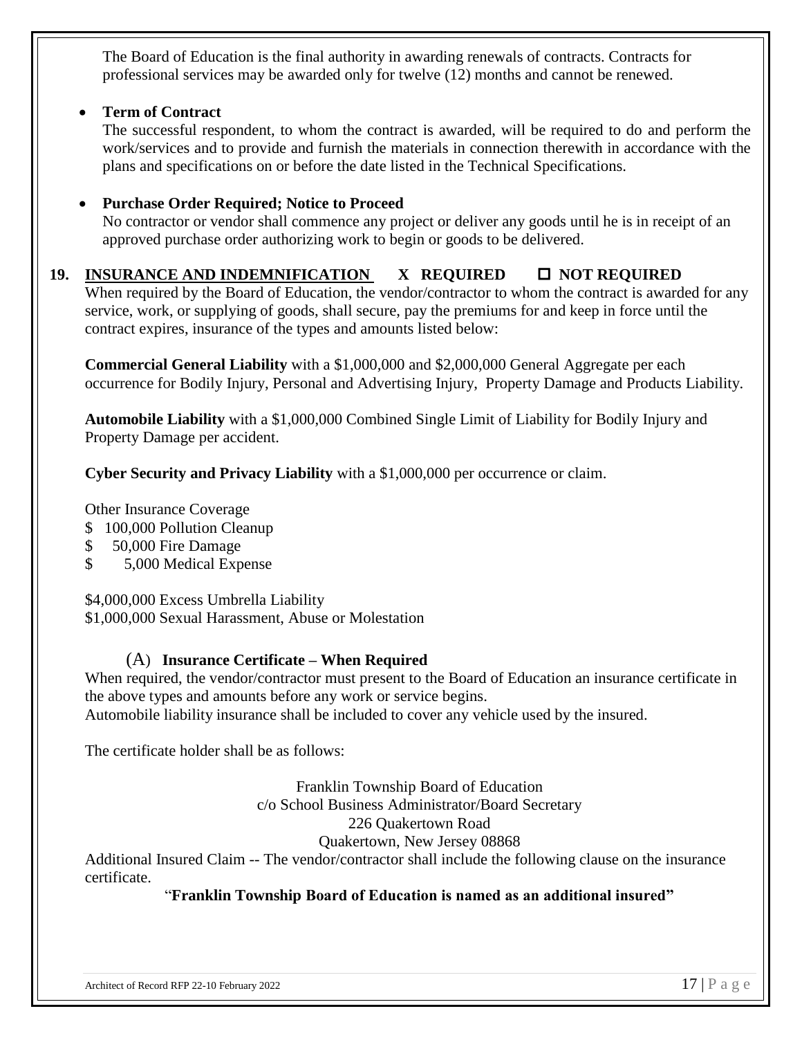The Board of Education is the final authority in awarding renewals of contracts. Contracts for professional services may be awarded only for twelve (12) months and cannot be renewed.

- **Term of Contract**

  The successful respondent, to whom the contract is awarded, will be required to do and perform the work/services and to provide and furnish the materials in connection therewith in accordance with the plans and specifications on or before the date listed in the Technical Specifications.

- **Purchase Order Required; Notice to Proceed**

  No contractor or vendor shall commence any project or deliver any goods until he is in receipt of an approved purchase order authorizing work to begin or goods to be delivered.

**19. INSURANCE AND INDEMNIFICATION X REQUIRED ☐ NOT REQUIRED**

When required by the Board of Education, the vendor/contractor to whom the contract is awarded for any service, work, or supplying of goods, shall secure, pay the premiums for and keep in force until the contract expires, insurance of the types and amounts listed below:

**Commercial General Liability** with a $1,000,000 and $2,000,000 General Aggregate per each occurrence for Bodily Injury, Personal and Advertising Injury, Property Damage and Products Liability.

**Automobile Liability** with a $1,000,000 Combined Single Limit of Liability for Bodily Injury and Property Damage per accident.

**Cyber Security and Privacy Liability** with a $1,000,000 per occurrence or claim.

Other Insurance Coverage
$ 100,000 Pollution Cleanup
$ 50,000 Fire Damage
$ 5,000 Medical Expense

$4,000,000 Excess Umbrella Liability
$1,000,000 Sexual Harassment, Abuse or Molestation

(A) **Insurance Certificate – When Required**

When required, the vendor/contractor must present to the Board of Education an insurance certificate in the above types and amounts before any work or service begins.
Automobile liability insurance shall be included to cover any vehicle used by the insured.

The certificate holder shall be as follows:

Franklin Township Board of Education
c/o School Business Administrator/Board Secretary
226 Quakertown Road
Quakertown, New Jersey 08868

Additional Insured Claim -- The vendor/contractor shall include the following clause on the insurance certificate.

"**Franklin Township Board of Education is named as an additional insured"**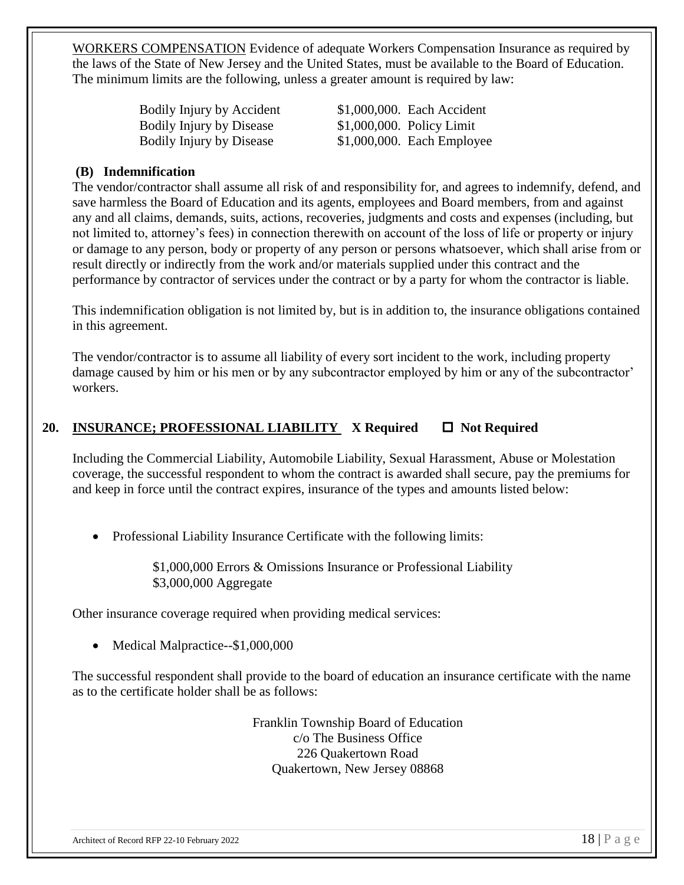<u>WORKERS COMPENSATION</u> Evidence of adequate Workers Compensation Insurance as required by the laws of the State of New Jersey and the United States, must be available to the Board of Education. The minimum limits are the following, unless a greater amount is required by law:

| | |
|---|---|
| Bodily Injury by Accident | \$1,000,000. Each Accident |
| Bodily Injury by Disease | \$1,000,000. Policy Limit |
| Bodily Injury by Disease | \$1,000,000. Each Employee |

**(B) Indemnification**

The vendor/contractor shall assume all risk of and responsibility for, and agrees to indemnify, defend, and save harmless the Board of Education and its agents, employees and Board members, from and against any and all claims, demands, suits, actions, recoveries, judgments and costs and expenses (including, but not limited to, attorney's fees) in connection therewith on account of the loss of life or property or injury or damage to any person, body or property of any person or persons whatsoever, which shall arise from or result directly or indirectly from the work and/or materials supplied under this contract and the performance by contractor of services under the contract or by a party for whom the contractor is liable.

This indemnification obligation is not limited by, but is in addition to, the insurance obligations contained in this agreement.

The vendor/contractor is to assume all liability of every sort incident to the work, including property damage caused by him or his men or by any subcontractor employed by him or any of the subcontractor' workers.

## 20. <u>INSURANCE; PROFESSIONAL LIABILITY</u> X Required ☐ Not Required

Including the Commercial Liability, Automobile Liability, Sexual Harassment, Abuse or Molestation coverage, the successful respondent to whom the contract is awarded shall secure, pay the premiums for and keep in force until the contract expires, insurance of the types and amounts listed below:

- Professional Liability Insurance Certificate with the following limits:

  \$1,000,000 Errors & Omissions Insurance or Professional Liability
  \$3,000,000 Aggregate

Other insurance coverage required when providing medical services:

- Medical Malpractice--\$1,000,000

The successful respondent shall provide to the board of education an insurance certificate with the name as to the certificate holder shall be as follows:

Franklin Township Board of Education
c/o The Business Office
226 Quakertown Road
Quakertown, New Jersey 08868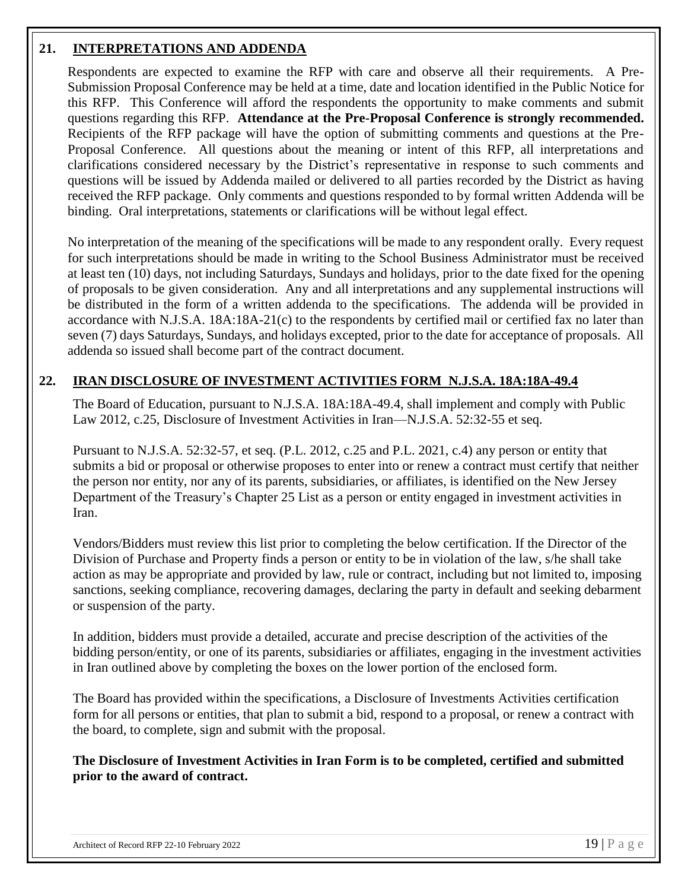## 21. INTERPRETATIONS AND ADDENDA

Respondents are expected to examine the RFP with care and observe all their requirements. A Pre-Submission Proposal Conference may be held at a time, date and location identified in the Public Notice for this RFP. This Conference will afford the respondents the opportunity to make comments and submit questions regarding this RFP. **Attendance at the Pre-Proposal Conference is strongly recommended.** Recipients of the RFP package will have the option of submitting comments and questions at the Pre-Proposal Conference. All questions about the meaning or intent of this RFP, all interpretations and clarifications considered necessary by the District's representative in response to such comments and questions will be issued by Addenda mailed or delivered to all parties recorded by the District as having received the RFP package. Only comments and questions responded to by formal written Addenda will be binding. Oral interpretations, statements or clarifications will be without legal effect.

No interpretation of the meaning of the specifications will be made to any respondent orally. Every request for such interpretations should be made in writing to the School Business Administrator must be received at least ten (10) days, not including Saturdays, Sundays and holidays, prior to the date fixed for the opening of proposals to be given consideration. Any and all interpretations and any supplemental instructions will be distributed in the form of a written addenda to the specifications. The addenda will be provided in accordance with N.J.S.A. 18A:18A-21(c) to the respondents by certified mail or certified fax no later than seven (7) days Saturdays, Sundays, and holidays excepted, prior to the date for acceptance of proposals. All addenda so issued shall become part of the contract document.

## 22. IRAN DISCLOSURE OF INVESTMENT ACTIVITIES FORM N.J.S.A. 18A:18A-49.4

The Board of Education, pursuant to N.J.S.A. 18A:18A-49.4, shall implement and comply with Public Law 2012, c.25, Disclosure of Investment Activities in Iran—N.J.S.A. 52:32-55 et seq.

Pursuant to N.J.S.A. 52:32-57, et seq. (P.L. 2012, c.25 and P.L. 2021, c.4) any person or entity that submits a bid or proposal or otherwise proposes to enter into or renew a contract must certify that neither the person nor entity, nor any of its parents, subsidiaries, or affiliates, is identified on the New Jersey Department of the Treasury's Chapter 25 List as a person or entity engaged in investment activities in Iran.

Vendors/Bidders must review this list prior to completing the below certification. If the Director of the Division of Purchase and Property finds a person or entity to be in violation of the law, s/he shall take action as may be appropriate and provided by law, rule or contract, including but not limited to, imposing sanctions, seeking compliance, recovering damages, declaring the party in default and seeking debarment or suspension of the party.

In addition, bidders must provide a detailed, accurate and precise description of the activities of the bidding person/entity, or one of its parents, subsidiaries or affiliates, engaging in the investment activities in Iran outlined above by completing the boxes on the lower portion of the enclosed form.

The Board has provided within the specifications, a Disclosure of Investments Activities certification form for all persons or entities, that plan to submit a bid, respond to a proposal, or renew a contract with the board, to complete, sign and submit with the proposal.

**The Disclosure of Investment Activities in Iran Form is to be completed, certified and submitted prior to the award of contract.**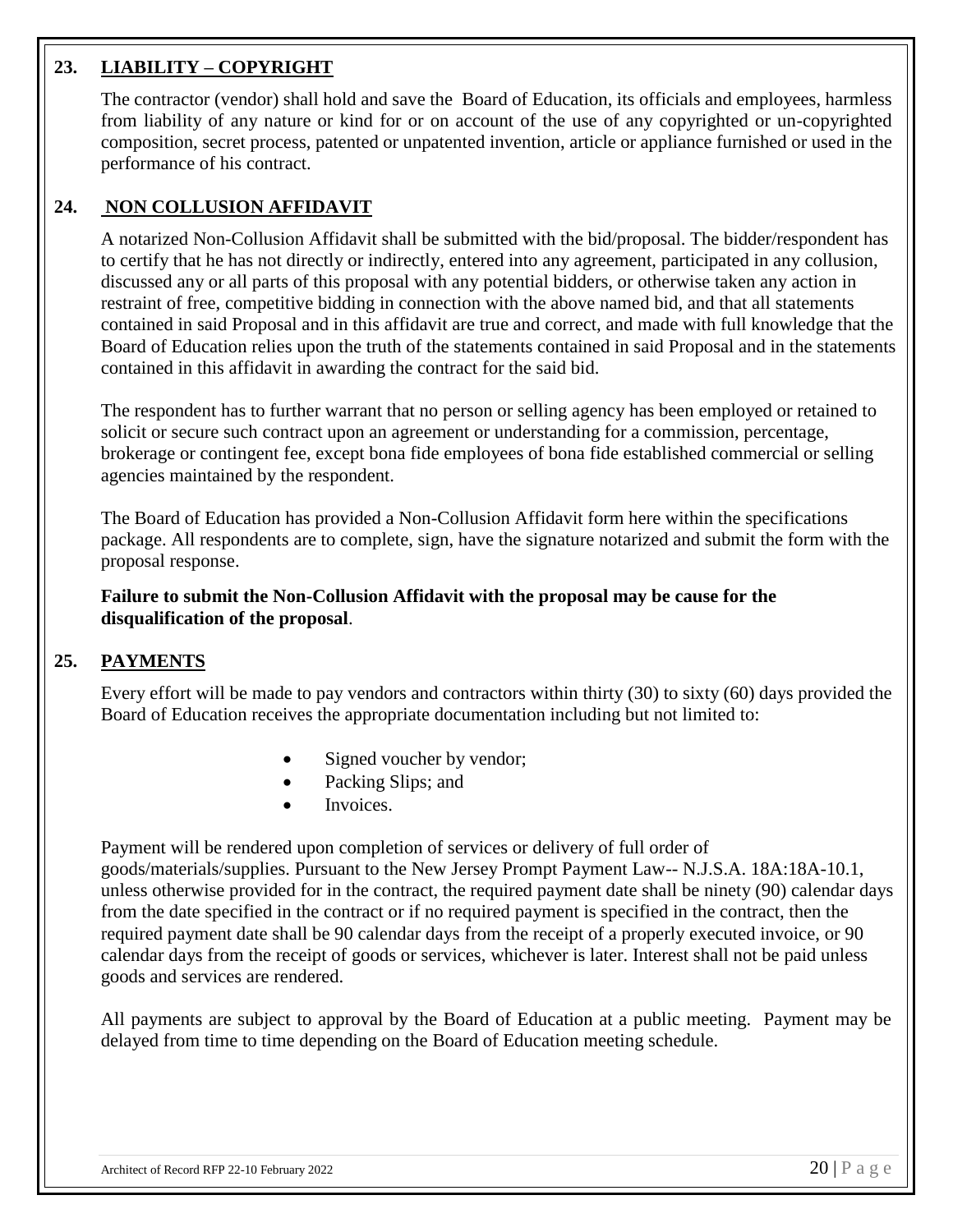## 23. LIABILITY – COPYRIGHT

The contractor (vendor) shall hold and save the Board of Education, its officials and employees, harmless from liability of any nature or kind for or on account of the use of any copyrighted or un-copyrighted composition, secret process, patented or unpatented invention, article or appliance furnished or used in the performance of his contract.

## 24. NON COLLUSION AFFIDAVIT

A notarized Non-Collusion Affidavit shall be submitted with the bid/proposal. The bidder/respondent has to certify that he has not directly or indirectly, entered into any agreement, participated in any collusion, discussed any or all parts of this proposal with any potential bidders, or otherwise taken any action in restraint of free, competitive bidding in connection with the above named bid, and that all statements contained in said Proposal and in this affidavit are true and correct, and made with full knowledge that the Board of Education relies upon the truth of the statements contained in said Proposal and in the statements contained in this affidavit in awarding the contract for the said bid.

The respondent has to further warrant that no person or selling agency has been employed or retained to solicit or secure such contract upon an agreement or understanding for a commission, percentage, brokerage or contingent fee, except bona fide employees of bona fide established commercial or selling agencies maintained by the respondent.

The Board of Education has provided a Non-Collusion Affidavit form here within the specifications package. All respondents are to complete, sign, have the signature notarized and submit the form with the proposal response.

**Failure to submit the Non-Collusion Affidavit with the proposal may be cause for the disqualification of the proposal**.

## 25. PAYMENTS

Every effort will be made to pay vendors and contractors within thirty (30) to sixty (60) days provided the Board of Education receives the appropriate documentation including but not limited to:

- Signed voucher by vendor;
- Packing Slips; and
- Invoices.

Payment will be rendered upon completion of services or delivery of full order of goods/materials/supplies. Pursuant to the New Jersey Prompt Payment Law-- N.J.S.A. 18A:18A-10.1, unless otherwise provided for in the contract, the required payment date shall be ninety (90) calendar days from the date specified in the contract or if no required payment is specified in the contract, then the required payment date shall be 90 calendar days from the receipt of a properly executed invoice, or 90 calendar days from the receipt of goods or services, whichever is later. Interest shall not be paid unless goods and services are rendered.

All payments are subject to approval by the Board of Education at a public meeting. Payment may be delayed from time to time depending on the Board of Education meeting schedule.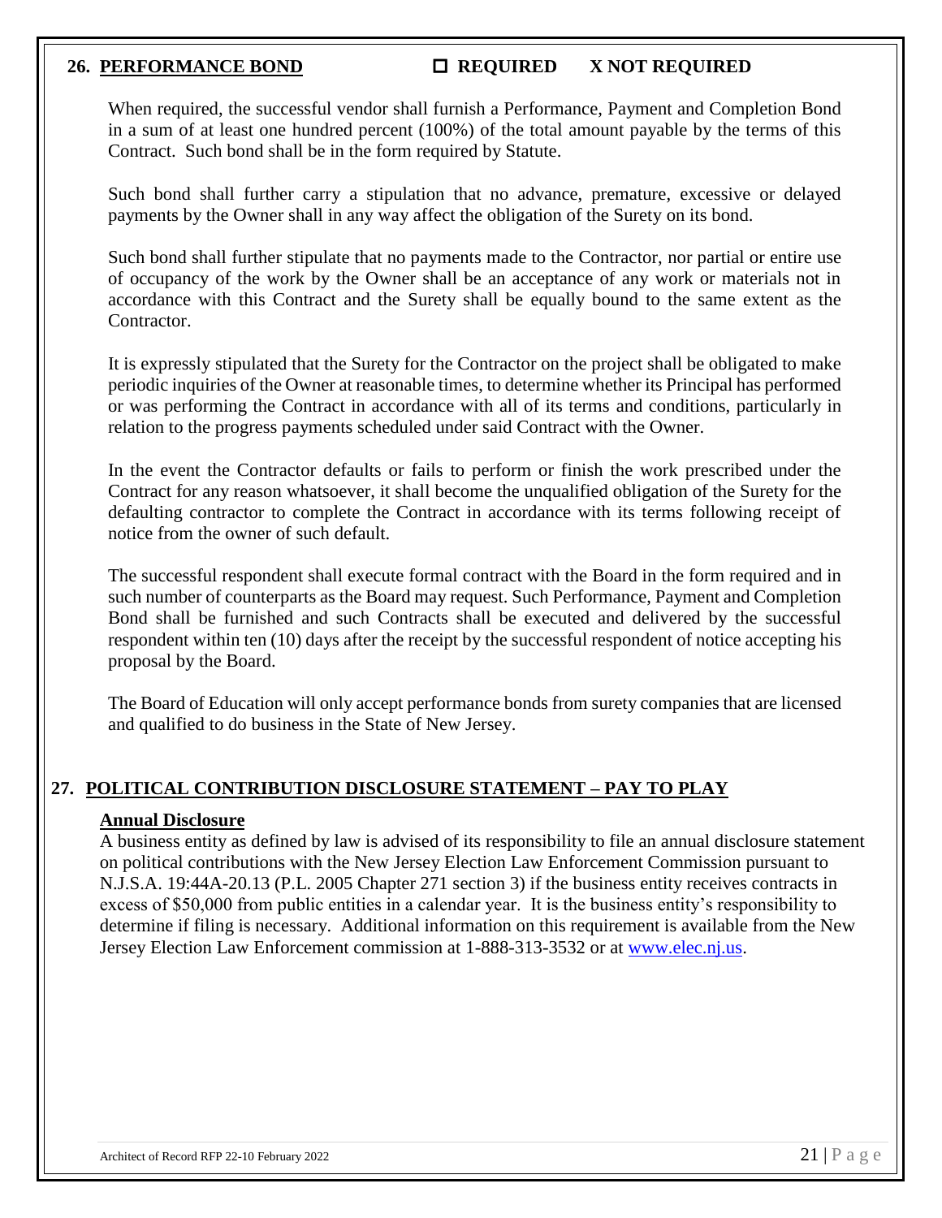## 26. PERFORMANCE BOND ☐ REQUIRED X NOT REQUIRED

When required, the successful vendor shall furnish a Performance, Payment and Completion Bond in a sum of at least one hundred percent (100%) of the total amount payable by the terms of this Contract. Such bond shall be in the form required by Statute.

Such bond shall further carry a stipulation that no advance, premature, excessive or delayed payments by the Owner shall in any way affect the obligation of the Surety on its bond.

Such bond shall further stipulate that no payments made to the Contractor, nor partial or entire use of occupancy of the work by the Owner shall be an acceptance of any work or materials not in accordance with this Contract and the Surety shall be equally bound to the same extent as the Contractor.

It is expressly stipulated that the Surety for the Contractor on the project shall be obligated to make periodic inquiries of the Owner at reasonable times, to determine whether its Principal has performed or was performing the Contract in accordance with all of its terms and conditions, particularly in relation to the progress payments scheduled under said Contract with the Owner.

In the event the Contractor defaults or fails to perform or finish the work prescribed under the Contract for any reason whatsoever, it shall become the unqualified obligation of the Surety for the defaulting contractor to complete the Contract in accordance with its terms following receipt of notice from the owner of such default.

The successful respondent shall execute formal contract with the Board in the form required and in such number of counterparts as the Board may request. Such Performance, Payment and Completion Bond shall be furnished and such Contracts shall be executed and delivered by the successful respondent within ten (10) days after the receipt by the successful respondent of notice accepting his proposal by the Board.

The Board of Education will only accept performance bonds from surety companies that are licensed and qualified to do business in the State of New Jersey.

## 27. POLITICAL CONTRIBUTION DISCLOSURE STATEMENT – PAY TO PLAY

### Annual Disclosure

A business entity as defined by law is advised of its responsibility to file an annual disclosure statement on political contributions with the New Jersey Election Law Enforcement Commission pursuant to N.J.S.A. 19:44A-20.13 (P.L. 2005 Chapter 271 section 3) if the business entity receives contracts in excess of $50,000 from public entities in a calendar year. It is the business entity's responsibility to determine if filing is necessary. Additional information on this requirement is available from the New Jersey Election Law Enforcement commission at 1-888-313-3532 or at www.elec.nj.us.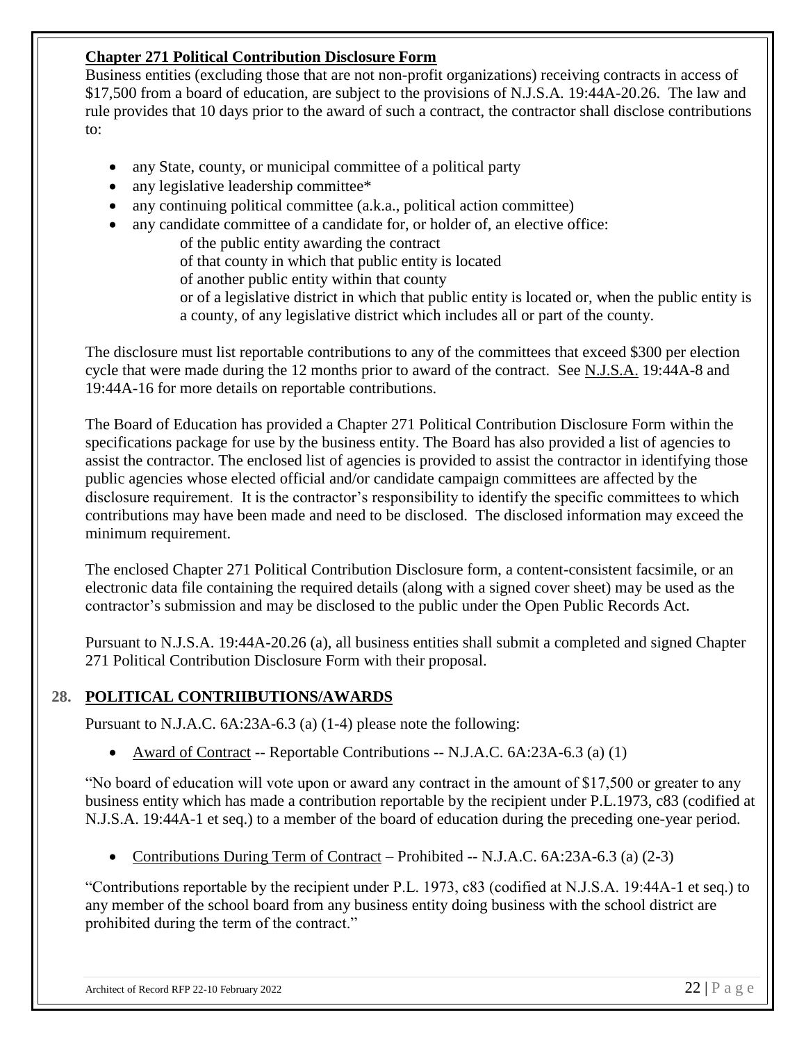**Chapter 271 Political Contribution Disclosure Form**

Business entities (excluding those that are not non-profit organizations) receiving contracts in access of $17,500 from a board of education, are subject to the provisions of N.J.S.A. 19:44A-20.26. The law and rule provides that 10 days prior to the award of such a contract, the contractor shall disclose contributions to:

- any State, county, or municipal committee of a political party
- any legislative leadership committee*
- any continuing political committee (a.k.a., political action committee)
- any candidate committee of a candidate for, or holder of, an elective office:
  - of the public entity awarding the contract
  - of that county in which that public entity is located
  - of another public entity within that county
  - or of a legislative district in which that public entity is located or, when the public entity is a county, of any legislative district which includes all or part of the county.

The disclosure must list reportable contributions to any of the committees that exceed $300 per election cycle that were made during the 12 months prior to award of the contract. See N.J.S.A. 19:44A-8 and 19:44A-16 for more details on reportable contributions.

The Board of Education has provided a Chapter 271 Political Contribution Disclosure Form within the specifications package for use by the business entity. The Board has also provided a list of agencies to assist the contractor. The enclosed list of agencies is provided to assist the contractor in identifying those public agencies whose elected official and/or candidate campaign committees are affected by the disclosure requirement. It is the contractor's responsibility to identify the specific committees to which contributions may have been made and need to be disclosed. The disclosed information may exceed the minimum requirement.

The enclosed Chapter 271 Political Contribution Disclosure form, a content-consistent facsimile, or an electronic data file containing the required details (along with a signed cover sheet) may be used as the contractor's submission and may be disclosed to the public under the Open Public Records Act.

Pursuant to N.J.S.A. 19:44A-20.26 (a), all business entities shall submit a completed and signed Chapter 271 Political Contribution Disclosure Form with their proposal.

## 28. POLITICAL CONTRIIBUTIONS/AWARDS

Pursuant to N.J.A.C. 6A:23A-6.3 (a) (1-4) please note the following:

- Award of Contract -- Reportable Contributions -- N.J.A.C. 6A:23A-6.3 (a) (1)

"No board of education will vote upon or award any contract in the amount of $17,500 or greater to any business entity which has made a contribution reportable by the recipient under P.L.1973, c83 (codified at N.J.S.A. 19:44A-1 et seq.) to a member of the board of education during the preceding one-year period.

- Contributions During Term of Contract – Prohibited -- N.J.A.C. 6A:23A-6.3 (a) (2-3)

"Contributions reportable by the recipient under P.L. 1973, c83 (codified at N.J.S.A. 19:44A-1 et seq.) to any member of the school board from any business entity doing business with the school district are prohibited during the term of the contract."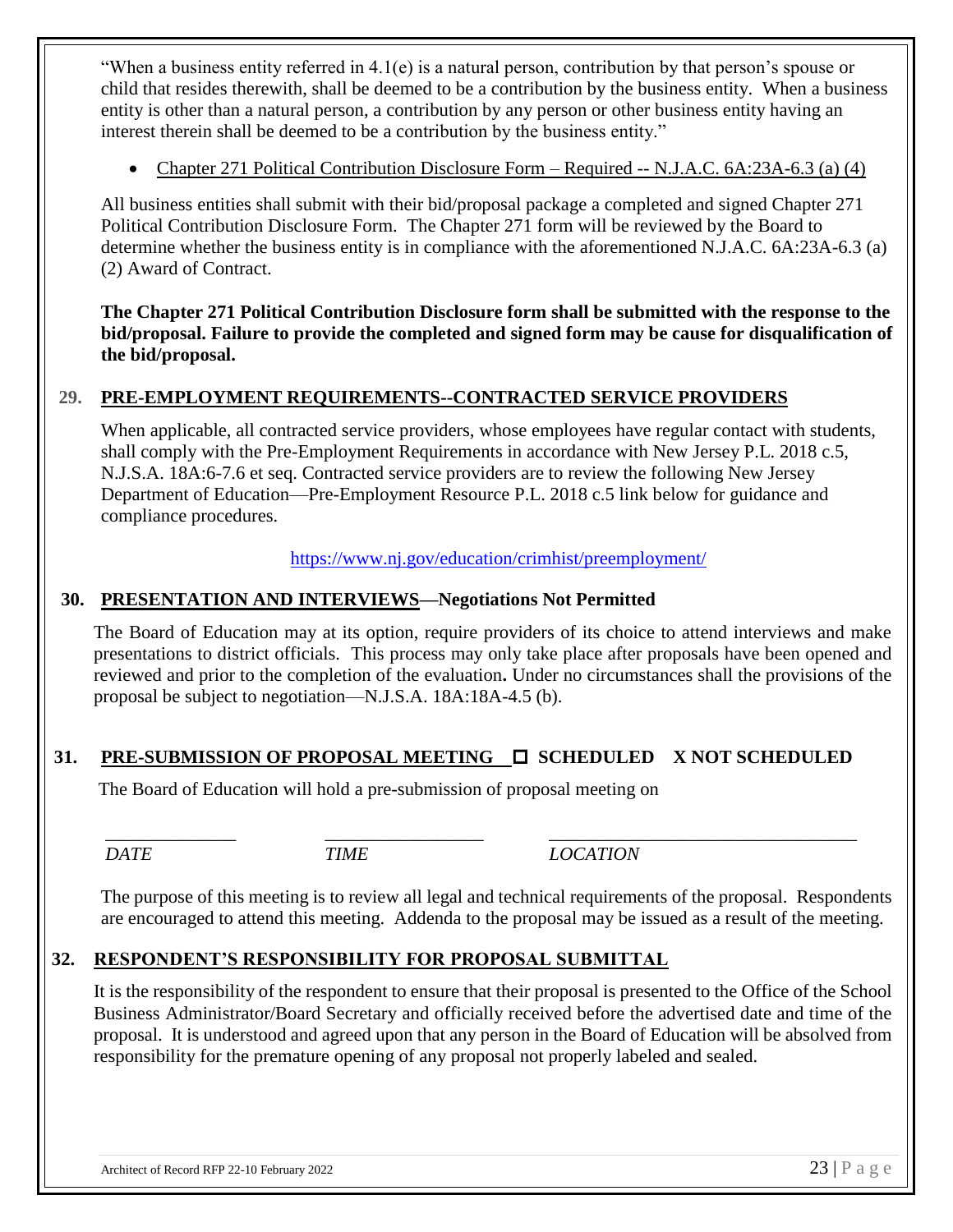"When a business entity referred in 4.1(e) is a natural person, contribution by that person's spouse or child that resides therewith, shall be deemed to be a contribution by the business entity. When a business entity is other than a natural person, a contribution by any person or other business entity having an interest therein shall be deemed to be a contribution by the business entity."

- <u>Chapter 271 Political Contribution Disclosure Form – Required -- N.J.A.C. 6A:23A-6.3 (a) (4)</u>

All business entities shall submit with their bid/proposal package a completed and signed Chapter 271 Political Contribution Disclosure Form. The Chapter 271 form will be reviewed by the Board to determine whether the business entity is in compliance with the aforementioned N.J.A.C. 6A:23A-6.3 (a) (2) Award of Contract.

**The Chapter 271 Political Contribution Disclosure form shall be submitted with the response to the bid/proposal. Failure to provide the completed and signed form may be cause for disqualification of the bid/proposal.**

## 29. PRE-EMPLOYMENT REQUIREMENTS--CONTRACTED SERVICE PROVIDERS

When applicable, all contracted service providers, whose employees have regular contact with students, shall comply with the Pre-Employment Requirements in accordance with New Jersey P.L. 2018 c.5, N.J.S.A. 18A:6-7.6 et seq. Contracted service providers are to review the following New Jersey Department of Education—Pre-Employment Resource P.L. 2018 c.5 link below for guidance and compliance procedures.

https://www.nj.gov/education/crimhist/preemployment/

## 30. PRESENTATION AND INTERVIEWS—Negotiations Not Permitted

The Board of Education may at its option, require providers of its choice to attend interviews and make presentations to district officials. This process may only take place after proposals have been opened and reviewed and prior to the completion of the evaluation**.** Under no circumstances shall the provisions of the proposal be subject to negotiation—N.J.S.A. 18A:18A-4.5 (b).

## 31. PRE-SUBMISSION OF PROPOSAL MEETING ☐ SCHEDULED X NOT SCHEDULED

The Board of Education will hold a pre-submission of proposal meeting on

| _______________ | _________________ | __________________________________ |
|---|---|---|
| *DATE* | *TIME* | *LOCATION* |

The purpose of this meeting is to review all legal and technical requirements of the proposal. Respondents are encouraged to attend this meeting. Addenda to the proposal may be issued as a result of the meeting.

## 32. RESPONDENT'S RESPONSIBILITY FOR PROPOSAL SUBMITTAL

It is the responsibility of the respondent to ensure that their proposal is presented to the Office of the School Business Administrator/Board Secretary and officially received before the advertised date and time of the proposal. It is understood and agreed upon that any person in the Board of Education will be absolved from responsibility for the premature opening of any proposal not properly labeled and sealed.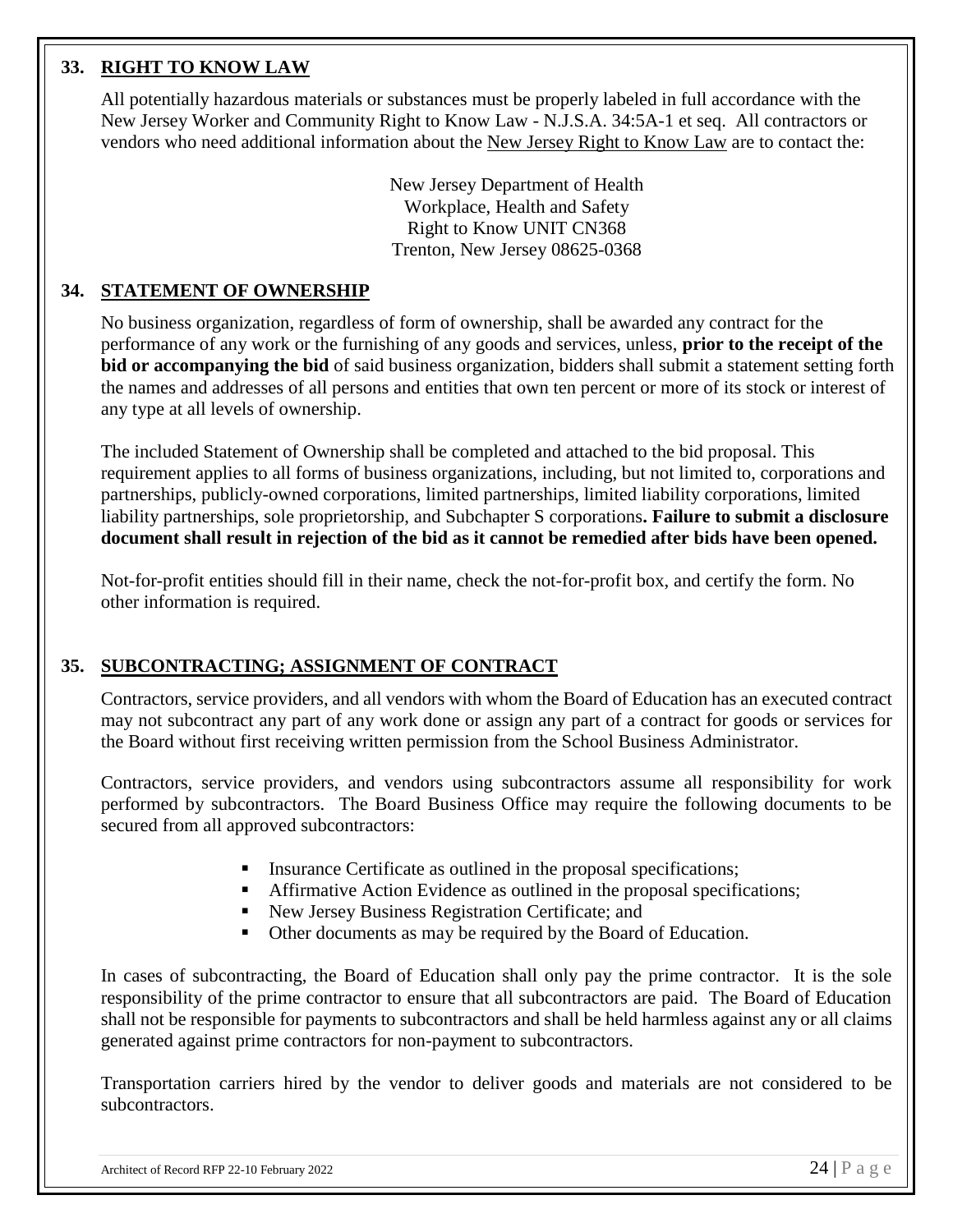## 33. RIGHT TO KNOW LAW

All potentially hazardous materials or substances must be properly labeled in full accordance with the New Jersey Worker and Community Right to Know Law - N.J.S.A. 34:5A-1 et seq. All contractors or vendors who need additional information about the New Jersey Right to Know Law are to contact the:

New Jersey Department of Health
Workplace, Health and Safety
Right to Know UNIT CN368
Trenton, New Jersey 08625-0368

## 34. STATEMENT OF OWNERSHIP

No business organization, regardless of form of ownership, shall be awarded any contract for the performance of any work or the furnishing of any goods and services, unless, **prior to the receipt of the bid or accompanying the bid** of said business organization, bidders shall submit a statement setting forth the names and addresses of all persons and entities that own ten percent or more of its stock or interest of any type at all levels of ownership.

The included Statement of Ownership shall be completed and attached to the bid proposal. This requirement applies to all forms of business organizations, including, but not limited to, corporations and partnerships, publicly-owned corporations, limited partnerships, limited liability corporations, limited liability partnerships, sole proprietorship, and Subchapter S corporations**. Failure to submit a disclosure document shall result in rejection of the bid as it cannot be remedied after bids have been opened.**

Not-for-profit entities should fill in their name, check the not-for-profit box, and certify the form. No other information is required.

## 35. SUBCONTRACTING; ASSIGNMENT OF CONTRACT

Contractors, service providers, and all vendors with whom the Board of Education has an executed contract may not subcontract any part of any work done or assign any part of a contract for goods or services for the Board without first receiving written permission from the School Business Administrator.

Contractors, service providers, and vendors using subcontractors assume all responsibility for work performed by subcontractors. The Board Business Office may require the following documents to be secured from all approved subcontractors:

- Insurance Certificate as outlined in the proposal specifications;
- Affirmative Action Evidence as outlined in the proposal specifications;
- New Jersey Business Registration Certificate; and
- Other documents as may be required by the Board of Education.

In cases of subcontracting, the Board of Education shall only pay the prime contractor. It is the sole responsibility of the prime contractor to ensure that all subcontractors are paid. The Board of Education shall not be responsible for payments to subcontractors and shall be held harmless against any or all claims generated against prime contractors for non-payment to subcontractors.

Transportation carriers hired by the vendor to deliver goods and materials are not considered to be subcontractors.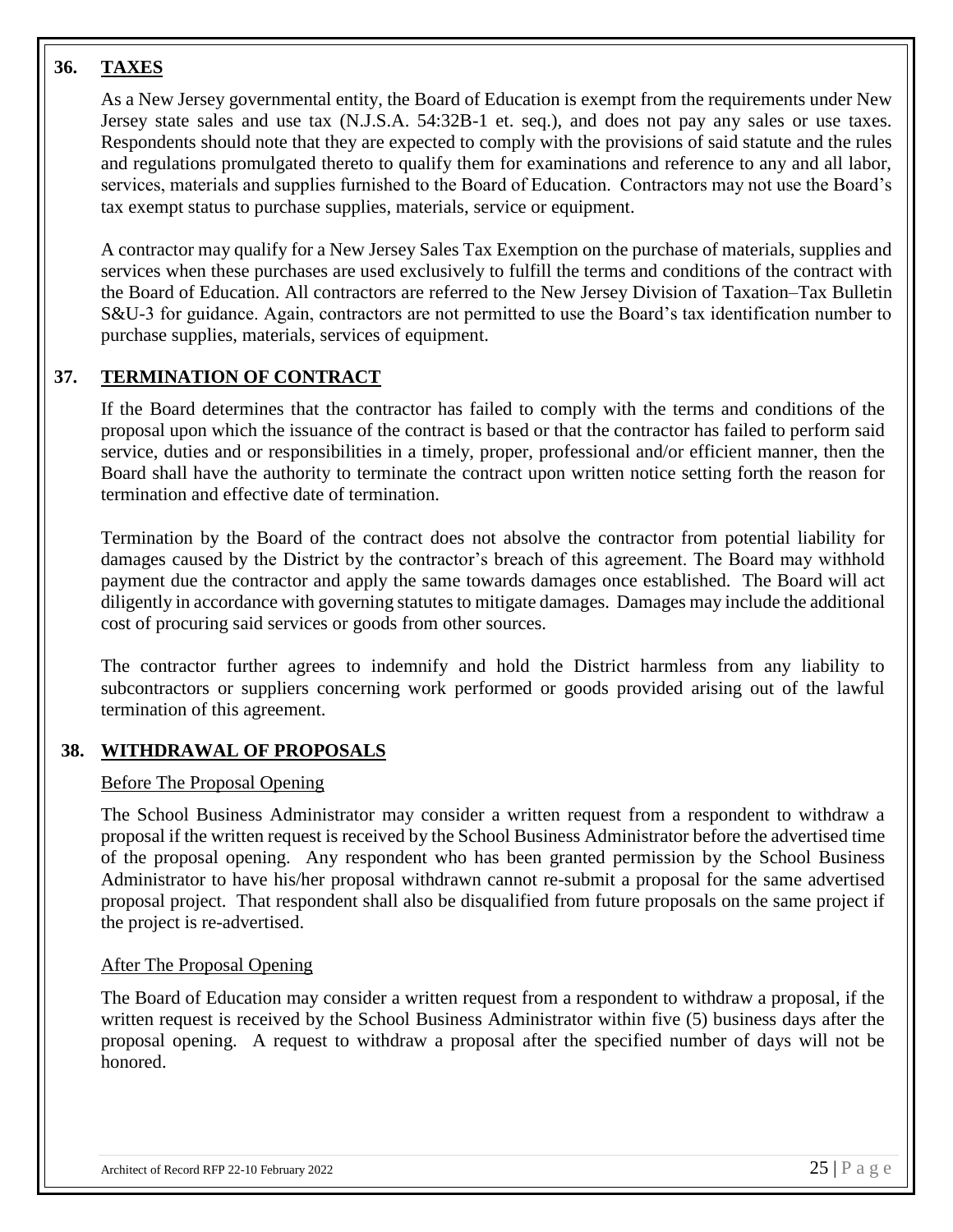## 36. TAXES

As a New Jersey governmental entity, the Board of Education is exempt from the requirements under New Jersey state sales and use tax (N.J.S.A. 54:32B-1 et. seq.), and does not pay any sales or use taxes. Respondents should note that they are expected to comply with the provisions of said statute and the rules and regulations promulgated thereto to qualify them for examinations and reference to any and all labor, services, materials and supplies furnished to the Board of Education. Contractors may not use the Board's tax exempt status to purchase supplies, materials, service or equipment.

A contractor may qualify for a New Jersey Sales Tax Exemption on the purchase of materials, supplies and services when these purchases are used exclusively to fulfill the terms and conditions of the contract with the Board of Education. All contractors are referred to the New Jersey Division of Taxation–Tax Bulletin S&U-3 for guidance. Again, contractors are not permitted to use the Board's tax identification number to purchase supplies, materials, services of equipment.

## 37. TERMINATION OF CONTRACT

If the Board determines that the contractor has failed to comply with the terms and conditions of the proposal upon which the issuance of the contract is based or that the contractor has failed to perform said service, duties and or responsibilities in a timely, proper, professional and/or efficient manner, then the Board shall have the authority to terminate the contract upon written notice setting forth the reason for termination and effective date of termination.

Termination by the Board of the contract does not absolve the contractor from potential liability for damages caused by the District by the contractor's breach of this agreement. The Board may withhold payment due the contractor and apply the same towards damages once established. The Board will act diligently in accordance with governing statutes to mitigate damages. Damages may include the additional cost of procuring said services or goods from other sources.

The contractor further agrees to indemnify and hold the District harmless from any liability to subcontractors or suppliers concerning work performed or goods provided arising out of the lawful termination of this agreement.

## 38. WITHDRAWAL OF PROPOSALS

Before The Proposal Opening

The School Business Administrator may consider a written request from a respondent to withdraw a proposal if the written request is received by the School Business Administrator before the advertised time of the proposal opening. Any respondent who has been granted permission by the School Business Administrator to have his/her proposal withdrawn cannot re-submit a proposal for the same advertised proposal project. That respondent shall also be disqualified from future proposals on the same project if the project is re-advertised.

After The Proposal Opening

The Board of Education may consider a written request from a respondent to withdraw a proposal, if the written request is received by the School Business Administrator within five (5) business days after the proposal opening. A request to withdraw a proposal after the specified number of days will not be honored.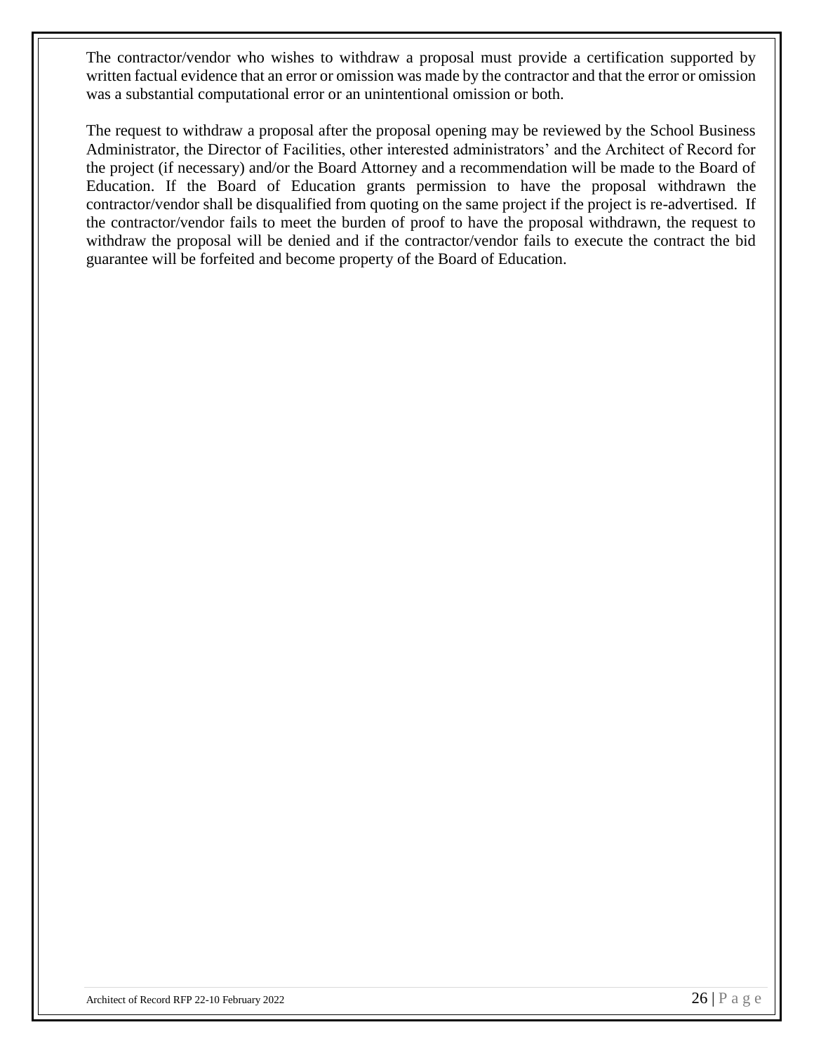The contractor/vendor who wishes to withdraw a proposal must provide a certification supported by written factual evidence that an error or omission was made by the contractor and that the error or omission was a substantial computational error or an unintentional omission or both.

The request to withdraw a proposal after the proposal opening may be reviewed by the School Business Administrator, the Director of Facilities, other interested administrators' and the Architect of Record for the project (if necessary) and/or the Board Attorney and a recommendation will be made to the Board of Education. If the Board of Education grants permission to have the proposal withdrawn the contractor/vendor shall be disqualified from quoting on the same project if the project is re-advertised. If the contractor/vendor fails to meet the burden of proof to have the proposal withdrawn, the request to withdraw the proposal will be denied and if the contractor/vendor fails to execute the contract the bid guarantee will be forfeited and become property of the Board of Education.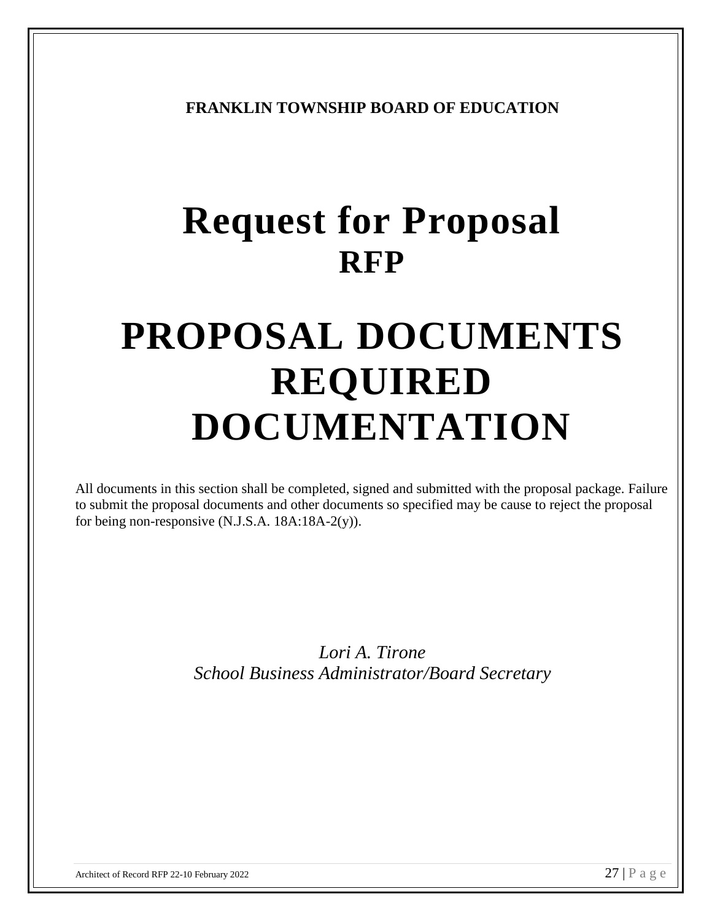**FRANKLIN TOWNSHIP BOARD OF EDUCATION**

# Request for Proposal
## RFP

# PROPOSAL DOCUMENTS REQUIRED DOCUMENTATION

All documents in this section shall be completed, signed and submitted with the proposal package. Failure to submit the proposal documents and other documents so specified may be cause to reject the proposal for being non-responsive (N.J.S.A. 18A:18A-2(y)).

*Lori A. Tirone*
*School Business Administrator/Board Secretary*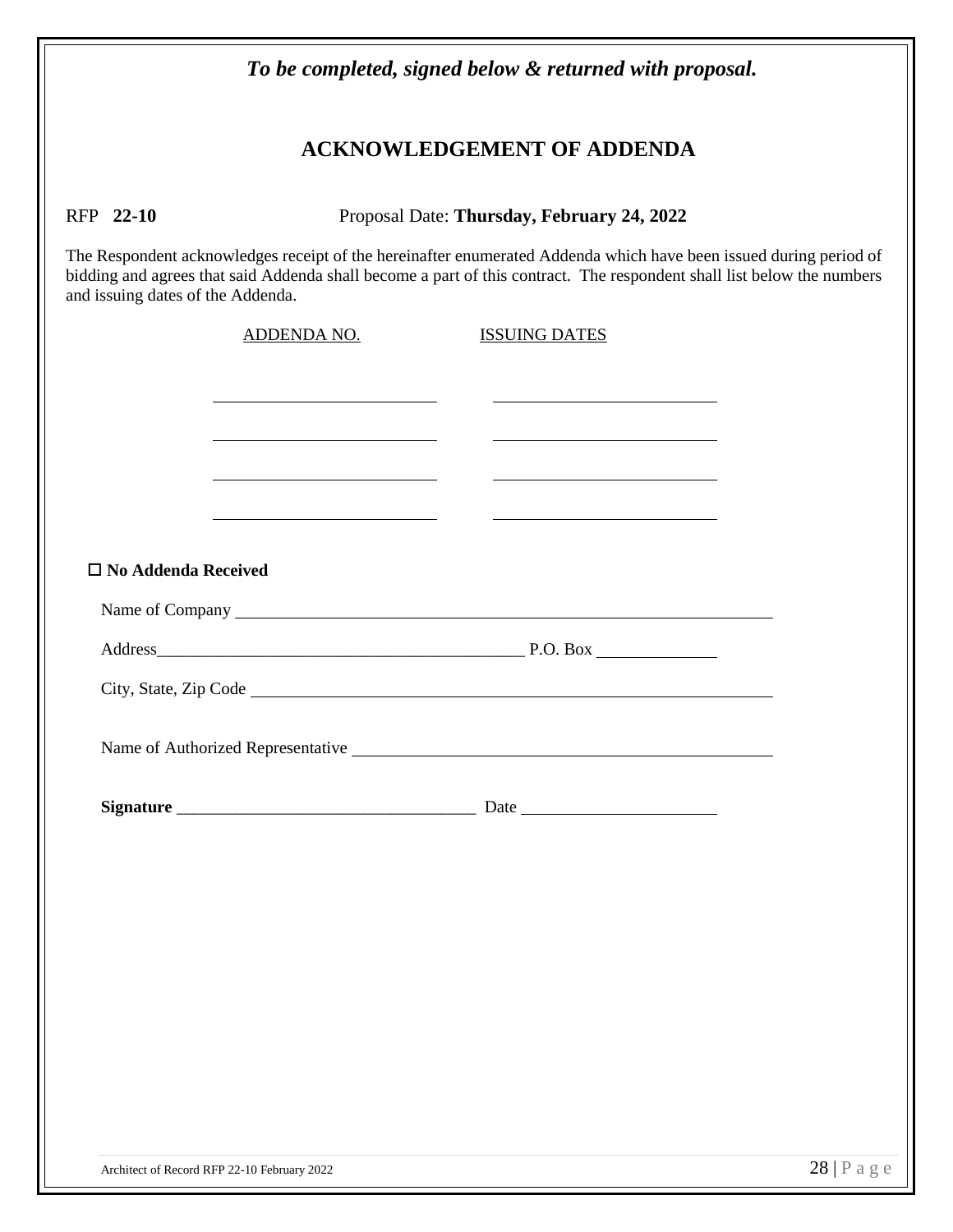*To be completed, signed below & returned with proposal.*

## ACKNOWLEDGEMENT OF ADDENDA

RFP **22-10** Proposal Date: **Thursday, February 24, 2022**

The Respondent acknowledges receipt of the hereinafter enumerated Addenda which have been issued during period of bidding and agrees that said Addenda shall become a part of this contract. The respondent shall list below the numbers and issuing dates of the Addenda.

| ADDENDA NO. | ISSUING DATES |
| --- | --- |
| ____________________ | ____________________ |
| ____________________ | ____________________ |
| ____________________ | ____________________ |
| ____________________ | ____________________ |

☐ **No Addenda Received**

Name of Company ________________________________________________

Address____________________________________________ P.O. Box ______________

City, State, Zip Code ________________________________________________

Name of Authorized Representative ________________________________________________

**Signature** ___________________________________ Date ______________________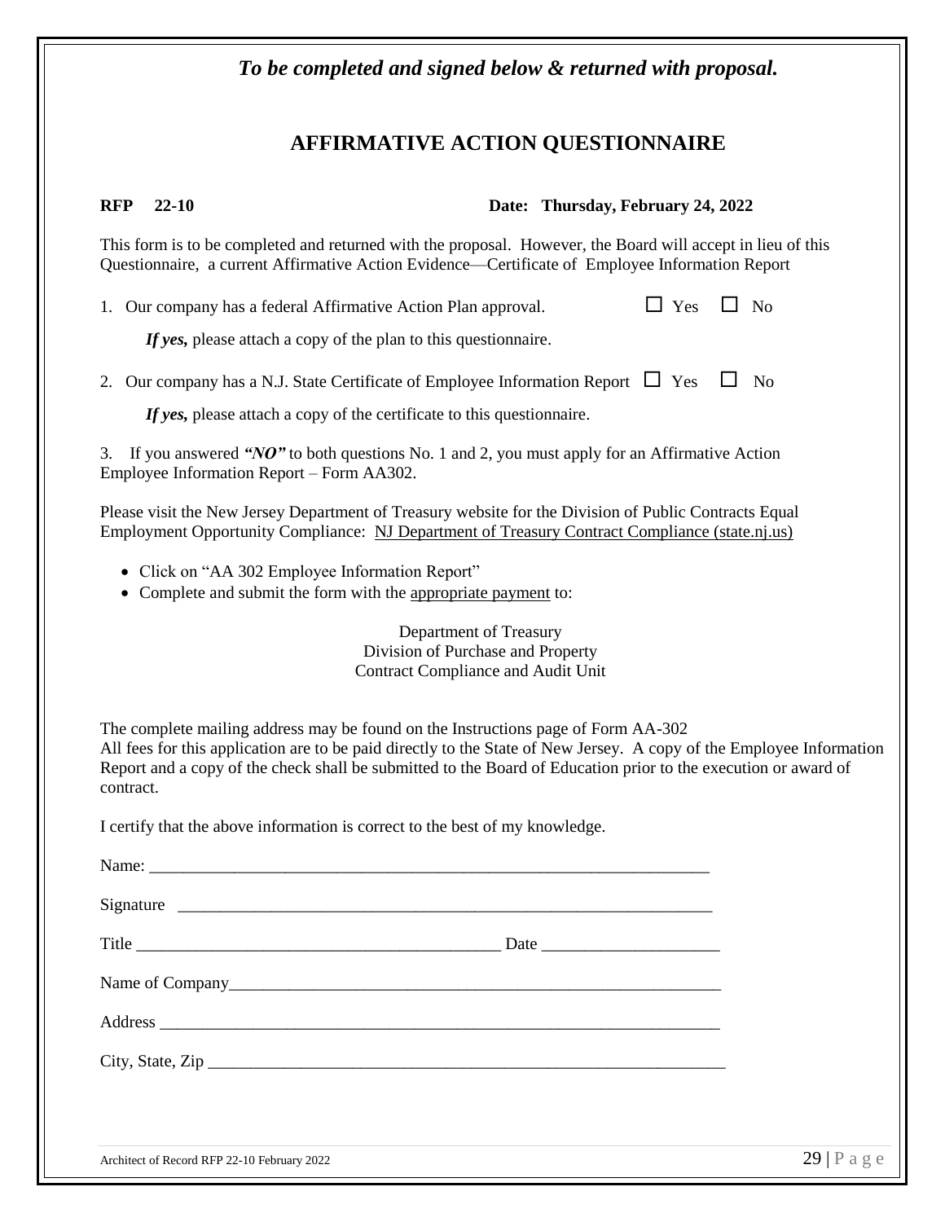***To be completed and signed below & returned with proposal.***

# AFFIRMATIVE ACTION QUESTIONNAIRE

**RFP 22-10** **Date: Thursday, February 24, 2022**

This form is to be completed and returned with the proposal. However, the Board will accept in lieu of this Questionnaire, a current Affirmative Action Evidence—Certificate of Employee Information Report

1. Our company has a federal Affirmative Action Plan approval. ☐ Yes ☐ No

   ***If yes,*** please attach a copy of the plan to this questionnaire.

2. Our company has a N.J. State Certificate of Employee Information Report ☐ Yes ☐ No

   ***If yes,*** please attach a copy of the certificate to this questionnaire.

3. If you answered ***"NO"*** to both questions No. 1 and 2, you must apply for an Affirmative Action Employee Information Report – Form AA302.

Please visit the New Jersey Department of Treasury website for the Division of Public Contracts Equal Employment Opportunity Compliance: NJ Department of Treasury Contract Compliance (state.nj.us)

- Click on "AA 302 Employee Information Report"
- Complete and submit the form with the appropriate payment to:

Department of Treasury
Division of Purchase and Property
Contract Compliance and Audit Unit

The complete mailing address may be found on the Instructions page of Form AA-302
All fees for this application are to be paid directly to the State of New Jersey. A copy of the Employee Information Report and a copy of the check shall be submitted to the Board of Education prior to the execution or award of contract.

I certify that the above information is correct to the best of my knowledge.

Name: \_\_\_\_\_\_\_\_\_\_\_\_\_\_\_\_\_\_\_\_\_\_\_\_\_\_\_\_\_\_\_\_\_\_\_\_\_\_\_\_\_\_\_\_\_\_\_\_\_\_\_\_\_\_\_\_\_\_\_\_\_\_\_\_

Signature \_\_\_\_\_\_\_\_\_\_\_\_\_\_\_\_\_\_\_\_\_\_\_\_\_\_\_\_\_\_\_\_\_\_\_\_\_\_\_\_\_\_\_\_\_\_\_\_\_\_\_\_\_\_\_\_\_\_\_\_\_\_

Title \_\_\_\_\_\_\_\_\_\_\_\_\_\_\_\_\_\_\_\_\_\_\_\_\_\_\_\_\_\_\_\_\_\_\_\_\_\_\_\_\_\_\_\_ Date \_\_\_\_\_\_\_\_\_\_\_\_\_\_\_\_\_\_\_\_\_

Name of Company\_\_\_\_\_\_\_\_\_\_\_\_\_\_\_\_\_\_\_\_\_\_\_\_\_\_\_\_\_\_\_\_\_\_\_\_\_\_\_\_\_\_\_\_\_\_\_\_\_\_\_\_\_\_\_\_\_\_\_

Address \_\_\_\_\_\_\_\_\_\_\_\_\_\_\_\_\_\_\_\_\_\_\_\_\_\_\_\_\_\_\_\_\_\_\_\_\_\_\_\_\_\_\_\_\_\_\_\_\_\_\_\_\_\_\_\_\_\_\_\_\_\_\_\_\_\_

City, State, Zip \_\_\_\_\_\_\_\_\_\_\_\_\_\_\_\_\_\_\_\_\_\_\_\_\_\_\_\_\_\_\_\_\_\_\_\_\_\_\_\_\_\_\_\_\_\_\_\_\_\_\_\_\_\_\_\_\_\_\_\_\_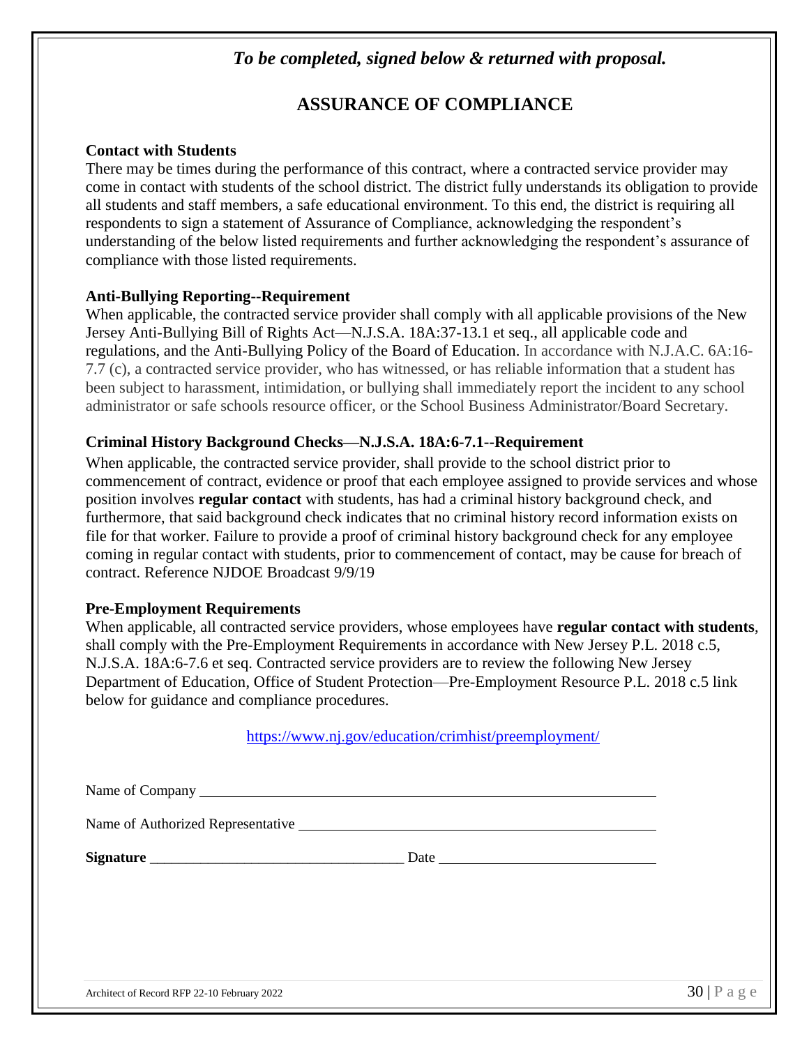*To be completed, signed below & returned with proposal.*

# ASSURANCE OF COMPLIANCE

**Contact with Students**

There may be times during the performance of this contract, where a contracted service provider may come in contact with students of the school district. The district fully understands its obligation to provide all students and staff members, a safe educational environment. To this end, the district is requiring all respondents to sign a statement of Assurance of Compliance, acknowledging the respondent's understanding of the below listed requirements and further acknowledging the respondent's assurance of compliance with those listed requirements.

**Anti-Bullying Reporting--Requirement**

When applicable, the contracted service provider shall comply with all applicable provisions of the New Jersey Anti-Bullying Bill of Rights Act—N.J.S.A. 18A:37-13.1 et seq., all applicable code and regulations, and the Anti-Bullying Policy of the Board of Education. In accordance with N.J.A.C. 6A:16-7.7 (c), a contracted service provider, who has witnessed, or has reliable information that a student has been subject to harassment, intimidation, or bullying shall immediately report the incident to any school administrator or safe schools resource officer, or the School Business Administrator/Board Secretary.

**Criminal History Background Checks—N.J.S.A. 18A:6-7.1--Requirement**

When applicable, the contracted service provider, shall provide to the school district prior to commencement of contract, evidence or proof that each employee assigned to provide services and whose position involves **regular contact** with students, has had a criminal history background check, and furthermore, that said background check indicates that no criminal history record information exists on file for that worker. Failure to provide a proof of criminal history background check for any employee coming in regular contact with students, prior to commencement of contact, may be cause for breach of contract. Reference NJDOE Broadcast 9/9/19

**Pre-Employment Requirements**

When applicable, all contracted service providers, whose employees have **regular contact with students**, shall comply with the Pre-Employment Requirements in accordance with New Jersey P.L. 2018 c.5, N.J.S.A. 18A:6-7.6 et seq. Contracted service providers are to review the following New Jersey Department of Education, Office of Student Protection—Pre-Employment Resource P.L. 2018 c.5 link below for guidance and compliance procedures.

https://www.nj.gov/education/crimhist/preemployment/

Name of Company ______________________________________________

Name of Authorized Representative ______________________________________________

**Signature** ___________________________________ Date ______________________________

Architect of Record RFP 22-10 February 2022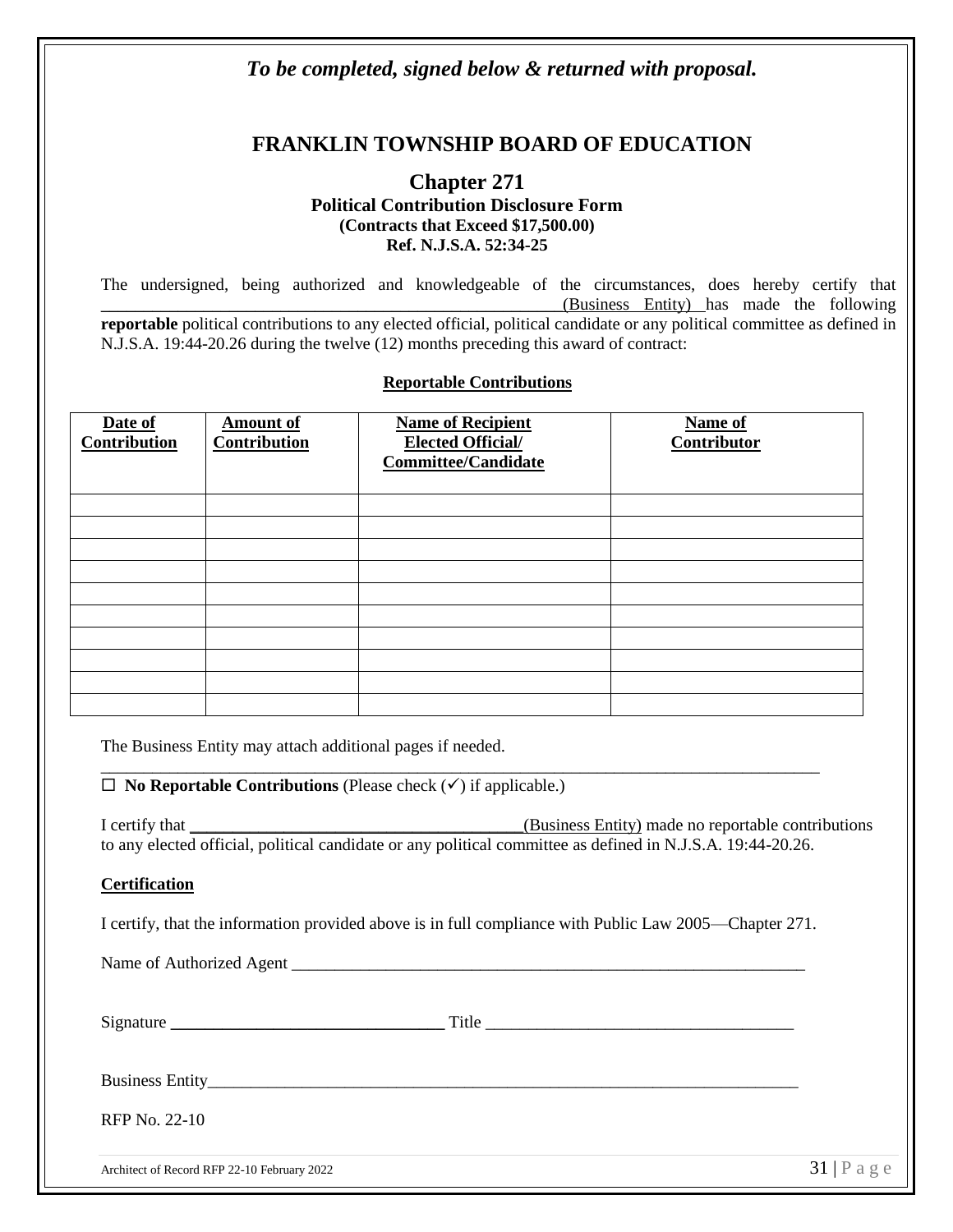*To be completed, signed below & returned with proposal.*

# FRANKLIN TOWNSHIP BOARD OF EDUCATION

## Chapter 271

**Political Contribution Disclosure Form**
**(Contracts that Exceed $17,500.00)**
**Ref. N.J.S.A. 52:34-25**

The undersigned, being authorized and knowledgeable of the circumstances, does hereby certify that ________________________________________________(Business Entity) has made the following **reportable** political contributions to any elected official, political candidate or any political committee as defined in N.J.S.A. 19:44-20.26 during the twelve (12) months preceding this award of contract:

**Reportable Contributions**

| Date of Contribution | Amount of Contribution | Name of Recipient Elected Official/ Committee/Candidate | Name of Contributor |
|---|---|---|---|
| | | | |
| | | | |
| | | | |
| | | | |
| | | | |
| | | | |
| | | | |
| | | | |
| | | | |
| | | | |

The Business Entity may attach additional pages if needed.

☐ **No Reportable Contributions** (Please check (✓) if applicable.)

I certify that ________________________________________(Business Entity) made no reportable contributions to any elected official, political candidate or any political committee as defined in N.J.S.A. 19:44-20.26.

**Certification**

I certify, that the information provided above is in full compliance with Public Law 2005—Chapter 271.

Name of Authorized Agent ______________________________________________________________

Signature ________________________________ Title ____________________________________

Business Entity_______________________________________________________________________

RFP No. 22-10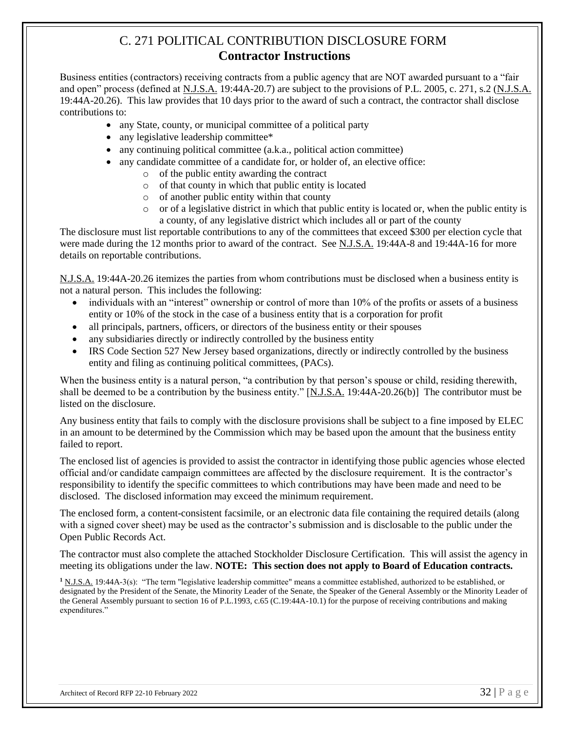# C. 271 POLITICAL CONTRIBUTION DISCLOSURE FORM
## Contractor Instructions

Business entities (contractors) receiving contracts from a public agency that are NOT awarded pursuant to a "fair and open" process (defined at N.J.S.A. 19:44A-20.7) are subject to the provisions of P.L. 2005, c. 271, s.2 (N.J.S.A. 19:44A-20.26). This law provides that 10 days prior to the award of such a contract, the contractor shall disclose contributions to:

- any State, county, or municipal committee of a political party
- any legislative leadership committee*
- any continuing political committee (a.k.a., political action committee)
- any candidate committee of a candidate for, or holder of, an elective office:
  - of the public entity awarding the contract
  - of that county in which that public entity is located
  - of another public entity within that county
  - or of a legislative district in which that public entity is located or, when the public entity is a county, of any legislative district which includes all or part of the county

The disclosure must list reportable contributions to any of the committees that exceed $300 per election cycle that were made during the 12 months prior to award of the contract. See N.J.S.A. 19:44A-8 and 19:44A-16 for more details on reportable contributions.

N.J.S.A. 19:44A-20.26 itemizes the parties from whom contributions must be disclosed when a business entity is not a natural person. This includes the following:

- individuals with an "interest" ownership or control of more than 10% of the profits or assets of a business entity or 10% of the stock in the case of a business entity that is a corporation for profit
- all principals, partners, officers, or directors of the business entity or their spouses
- any subsidiaries directly or indirectly controlled by the business entity
- IRS Code Section 527 New Jersey based organizations, directly or indirectly controlled by the business entity and filing as continuing political committees, (PACs).

When the business entity is a natural person, "a contribution by that person's spouse or child, residing therewith, shall be deemed to be a contribution by the business entity." [N.J.S.A. 19:44A-20.26(b)] The contributor must be listed on the disclosure.

Any business entity that fails to comply with the disclosure provisions shall be subject to a fine imposed by ELEC in an amount to be determined by the Commission which may be based upon the amount that the business entity failed to report.

The enclosed list of agencies is provided to assist the contractor in identifying those public agencies whose elected official and/or candidate campaign committees are affected by the disclosure requirement. It is the contractor's responsibility to identify the specific committees to which contributions may have been made and need to be disclosed. The disclosed information may exceed the minimum requirement.

The enclosed form, a content-consistent facsimile, or an electronic data file containing the required details (along with a signed cover sheet) may be used as the contractor's submission and is disclosable to the public under the Open Public Records Act.

The contractor must also complete the attached Stockholder Disclosure Certification. This will assist the agency in meeting its obligations under the law. **NOTE: This section does not apply to Board of Education contracts.**

[1] N.J.S.A. 19:44A-3(s): "The term "legislative leadership committee" means a committee established, authorized to be established, or designated by the President of the Senate, the Minority Leader of the Senate, the Speaker of the General Assembly or the Minority Leader of the General Assembly pursuant to section 16 of P.L.1993, c.65 (C.19:44A-10.1) for the purpose of receiving contributions and making expenditures."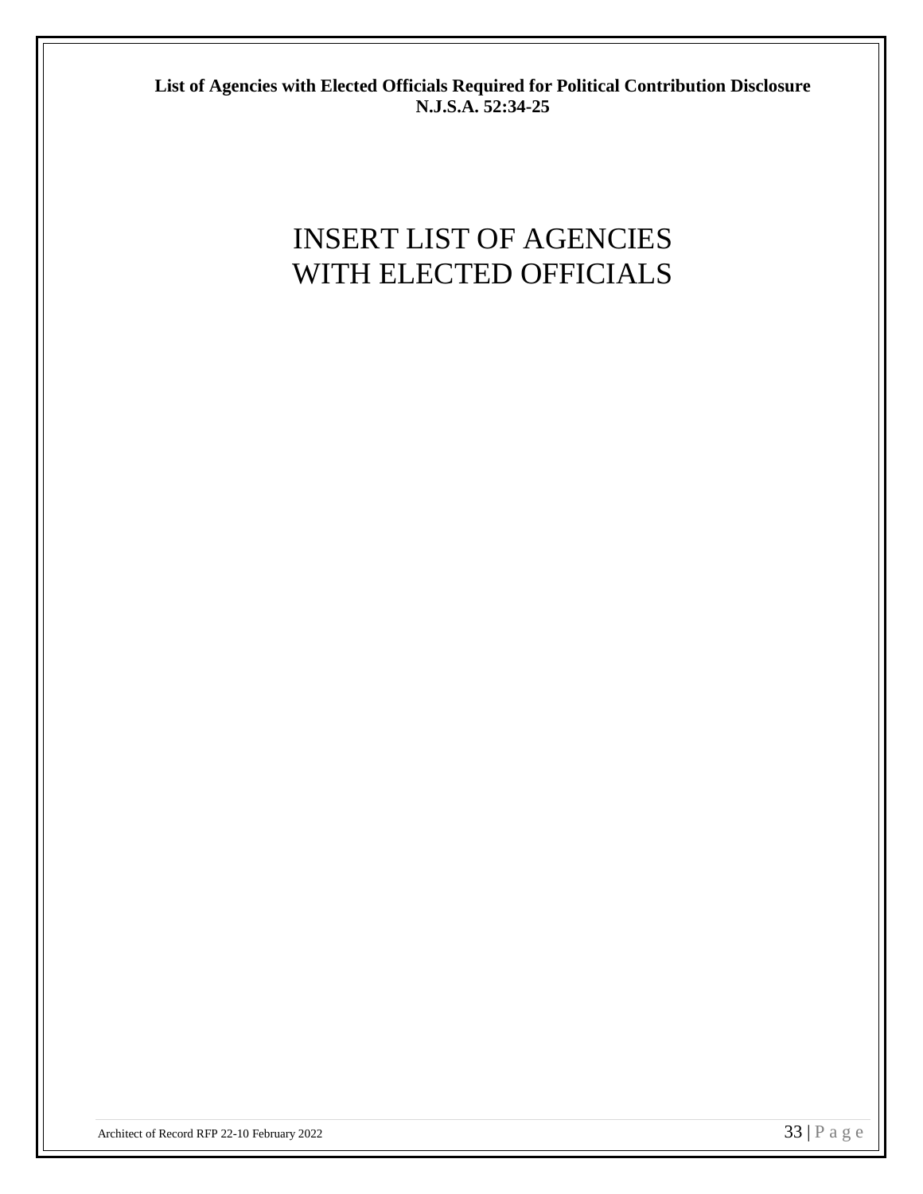**List of Agencies with Elected Officials Required for Political Contribution Disclosure**
**N.J.S.A. 52:34-25**

INSERT LIST OF AGENCIES
WITH ELECTED OFFICIALS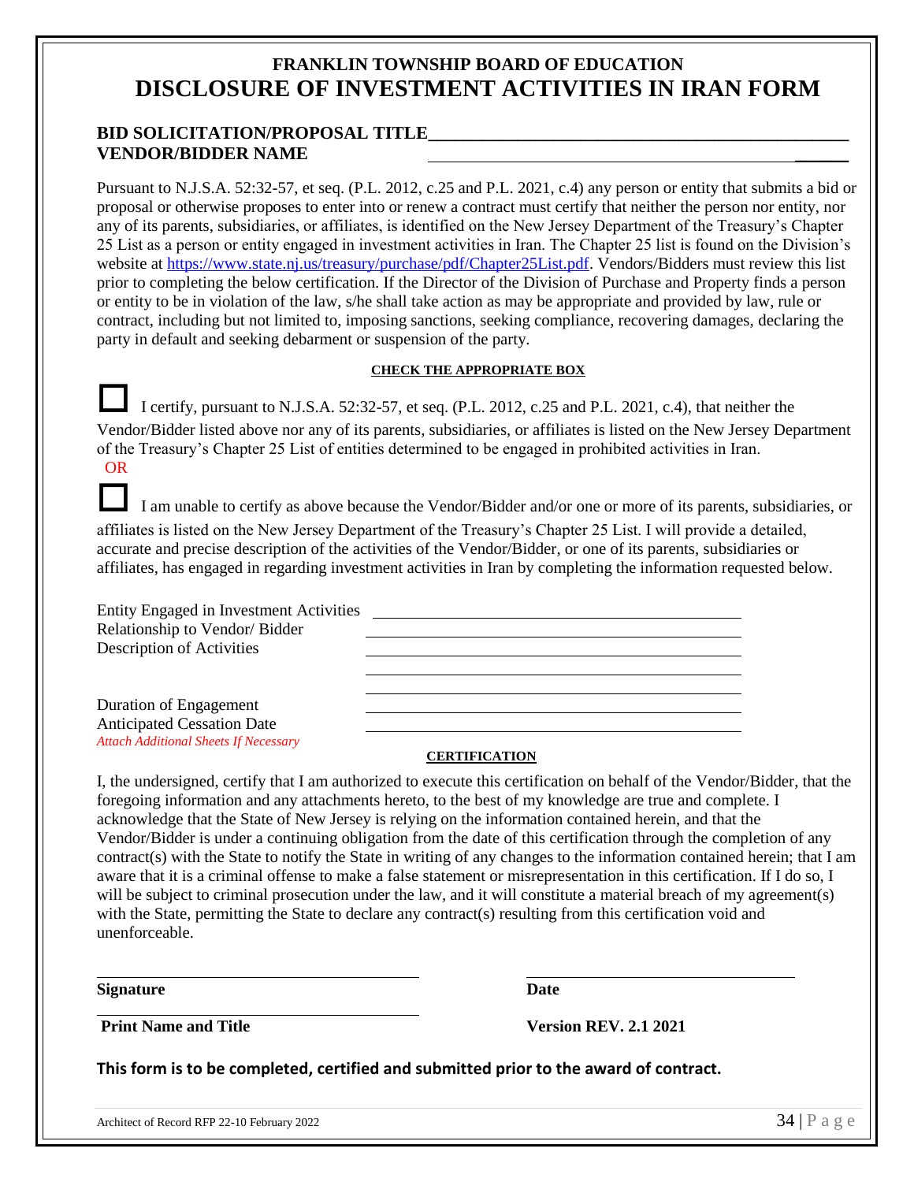# FRANKLIN TOWNSHIP BOARD OF EDUCATION
# DISCLOSURE OF INVESTMENT ACTIVITIES IN IRAN FORM

**BID SOLICITATION/PROPOSAL TITLE**________________________________________________

**VENDOR/BIDDER NAME** ________________________________________________

Pursuant to N.J.S.A. 52:32-57, et seq. (P.L. 2012, c.25 and P.L. 2021, c.4) any person or entity that submits a bid or proposal or otherwise proposes to enter into or renew a contract must certify that neither the person nor entity, nor any of its parents, subsidiaries, or affiliates, is identified on the New Jersey Department of the Treasury's Chapter 25 List as a person or entity engaged in investment activities in Iran. The Chapter 25 list is found on the Division's website at https://www.state.nj.us/treasury/purchase/pdf/Chapter25List.pdf. Vendors/Bidders must review this list prior to completing the below certification. If the Director of the Division of Purchase and Property finds a person or entity to be in violation of the law, s/he shall take action as may be appropriate and provided by law, rule or contract, including but not limited to, imposing sanctions, seeking compliance, recovering damages, declaring the party in default and seeking debarment or suspension of the party.

**CHECK THE APPROPRIATE BOX**

☐ I certify, pursuant to N.J.S.A. 52:32-57, et seq. (P.L. 2012, c.25 and P.L. 2021, c.4), that neither the Vendor/Bidder listed above nor any of its parents, subsidiaries, or affiliates is listed on the New Jersey Department of the Treasury's Chapter 25 List of entities determined to be engaged in prohibited activities in Iran.

OR

☐ I am unable to certify as above because the Vendor/Bidder and/or one or more of its parents, subsidiaries, or affiliates is listed on the New Jersey Department of the Treasury's Chapter 25 List. I will provide a detailed, accurate and precise description of the activities of the Vendor/Bidder, or one of its parents, subsidiaries or affiliates, has engaged in regarding investment activities in Iran by completing the information requested below.

Entity Engaged in Investment Activities ________________________________________________

Relationship to Vendor/ Bidder ________________________________________________

Description of Activities ________________________________________________

________________________________________________

________________________________________________

Duration of Engagement ________________________________________________

Anticipated Cessation Date ________________________________________________

*Attach Additional Sheets If Necessary*

**CERTIFICATION**

I, the undersigned, certify that I am authorized to execute this certification on behalf of the Vendor/Bidder, that the foregoing information and any attachments hereto, to the best of my knowledge are true and complete. I acknowledge that the State of New Jersey is relying on the information contained herein, and that the Vendor/Bidder is under a continuing obligation from the date of this certification through the completion of any contract(s) with the State to notify the State in writing of any changes to the information contained herein; that I am aware that it is a criminal offense to make a false statement or misrepresentation in this certification. If I do so, I will be subject to criminal prosecution under the law, and it will constitute a material breach of my agreement(s) with the State, permitting the State to declare any contract(s) resulting from this certification void and unenforceable.

________________________________________ ________________________________

**Signature** **Date**

________________________________________

**Print Name and Title** **Version REV. 2.1 2021**

**This form is to be completed, certified and submitted prior to the award of contract.**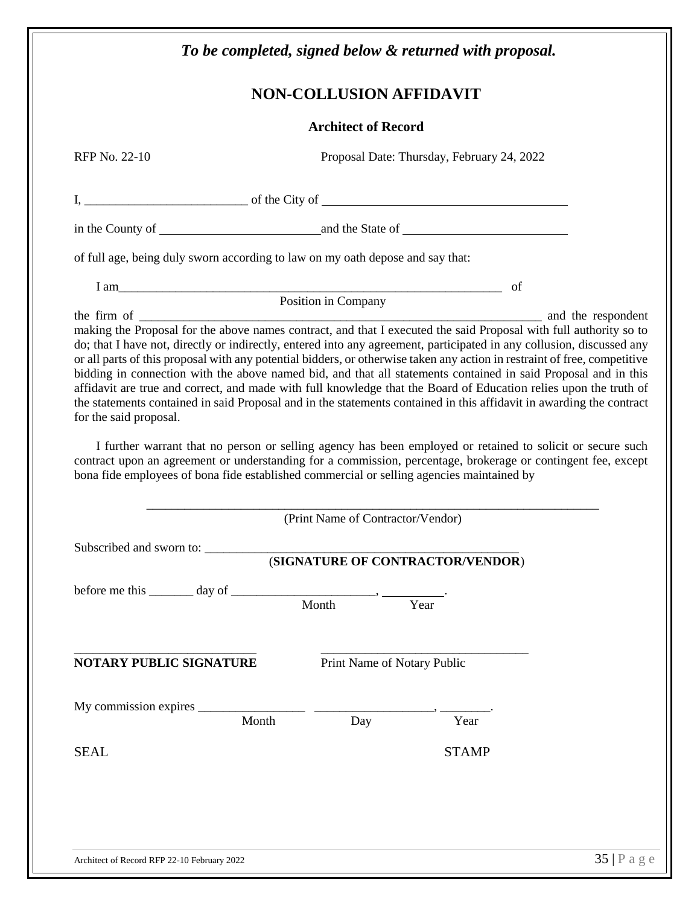***To be completed, signed below & returned with proposal.***

# NON-COLLUSION AFFIDAVIT

**Architect of Record**

RFP No. 22-10 Proposal Date: Thursday, February 24, 2022

I, __________________________ of the City of ________________________________________

in the County of __________________________ and the State of __________________________

of full age, being duly sworn according to law on my oath depose and say that:

I am_________________________________________________________________ of
Position in Company

the firm of ____________________________________________________________________ and the respondent making the Proposal for the above names contract, and that I executed the said Proposal with full authority so to do; that I have not, directly or indirectly, entered into any agreement, participated in any collusion, discussed any or all parts of this proposal with any potential bidders, or otherwise taken any action in restraint of free, competitive bidding in connection with the above named bid, and that all statements contained in said Proposal and in this affidavit are true and correct, and made with full knowledge that the Board of Education relies upon the truth of the statements contained in said Proposal and in the statements contained in this affidavit in awarding the contract for the said proposal.

I further warrant that no person or selling agency has been employed or retained to solicit or secure such contract upon an agreement or understanding for a commission, percentage, brokerage or contingent fee, except bona fide employees of bona fide established commercial or selling agencies maintained by

___________________________________________________________________________
(Print Name of Contractor/Vendor)

Subscribed and sworn to: ________________________________________________
(**SIGNATURE OF CONTRACTOR/VENDOR**)

before me this _______ day of _______________________, __________.
Month Year

_____________________________ _________________________________
**NOTARY PUBLIC SIGNATURE** Print Name of Notary Public

My commission expires _________________ ___________________, ________.
Month Day Year

SEAL STAMP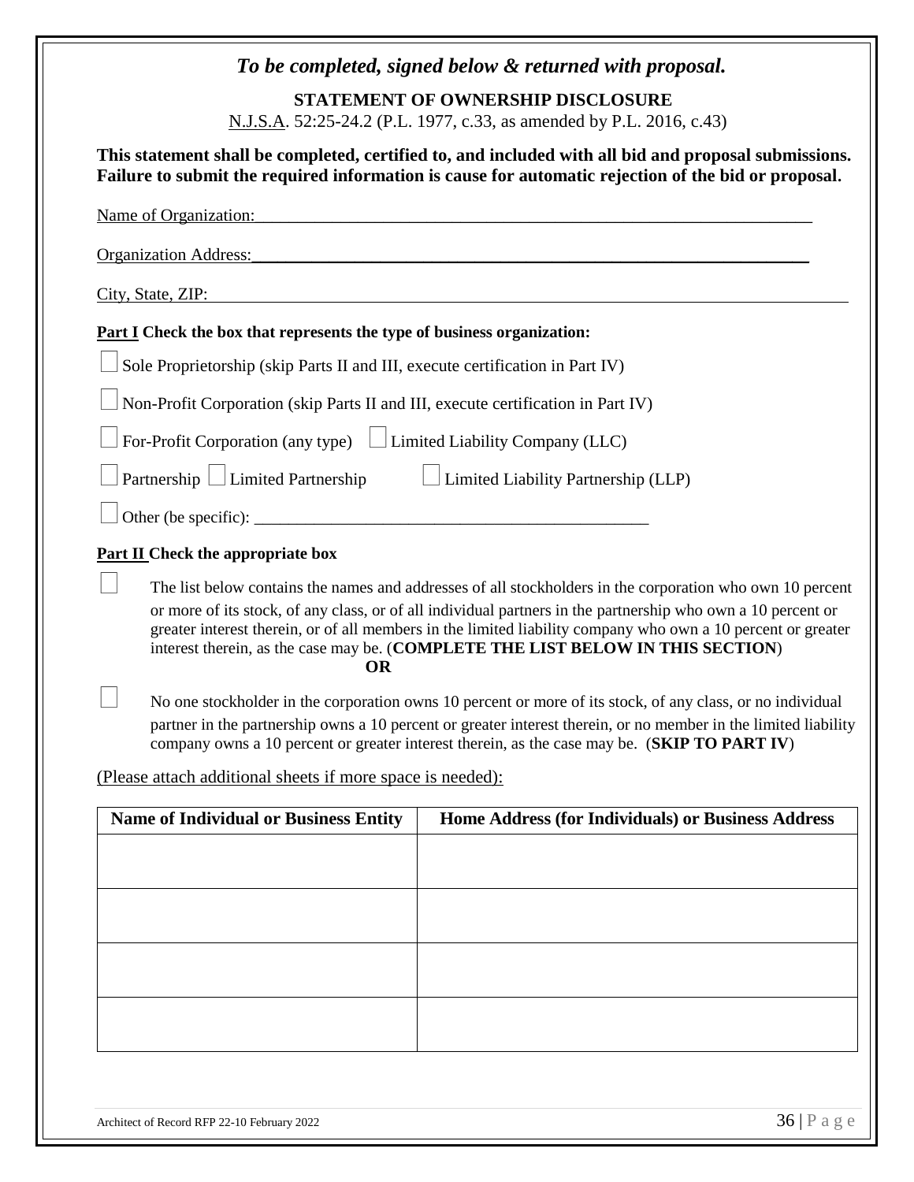*To be completed, signed below & returned with proposal.*

**STATEMENT OF OWNERSHIP DISCLOSURE**

N.J.S.A. 52:25-24.2 (P.L. 1977, c.33, as amended by P.L. 2016, c.43)

**This statement shall be completed, certified to, and included with all bid and proposal submissions. Failure to submit the required information is cause for automatic rejection of the bid or proposal.**

Name of Organization:___________________________________________________________________

Organization Address:___________________________________________________________________

City, State, ZIP:_________________________________________________________________________

**Part I Check the box that represents the type of business organization:**

☐ Sole Proprietorship (skip Parts II and III, execute certification in Part IV)

☐ Non-Profit Corporation (skip Parts II and III, execute certification in Part IV)

☐ For-Profit Corporation (any type) ☐ Limited Liability Company (LLC)

☐ Partnership ☐ Limited Partnership ☐ Limited Liability Partnership (LLP)

☐ Other (be specific): ________________________________________________

**Part II Check the appropriate box**

☐ The list below contains the names and addresses of all stockholders in the corporation who own 10 percent or more of its stock, of any class, or of all individual partners in the partnership who own a 10 percent or greater interest therein, or of all members in the limited liability company who own a 10 percent or greater interest therein, as the case may be. (**COMPLETE THE LIST BELOW IN THIS SECTION**)

**OR**

☐ No one stockholder in the corporation owns 10 percent or more of its stock, of any class, or no individual partner in the partnership owns a 10 percent or greater interest therein, or no member in the limited liability company owns a 10 percent or greater interest therein, as the case may be. (**SKIP TO PART IV**)

(Please attach additional sheets if more space is needed):

| Name of Individual or Business Entity | Home Address (for Individuals) or Business Address |
|---|---|
| | |
| | |
| | |
| | |

Architect of Record RFP 22-10 February 2022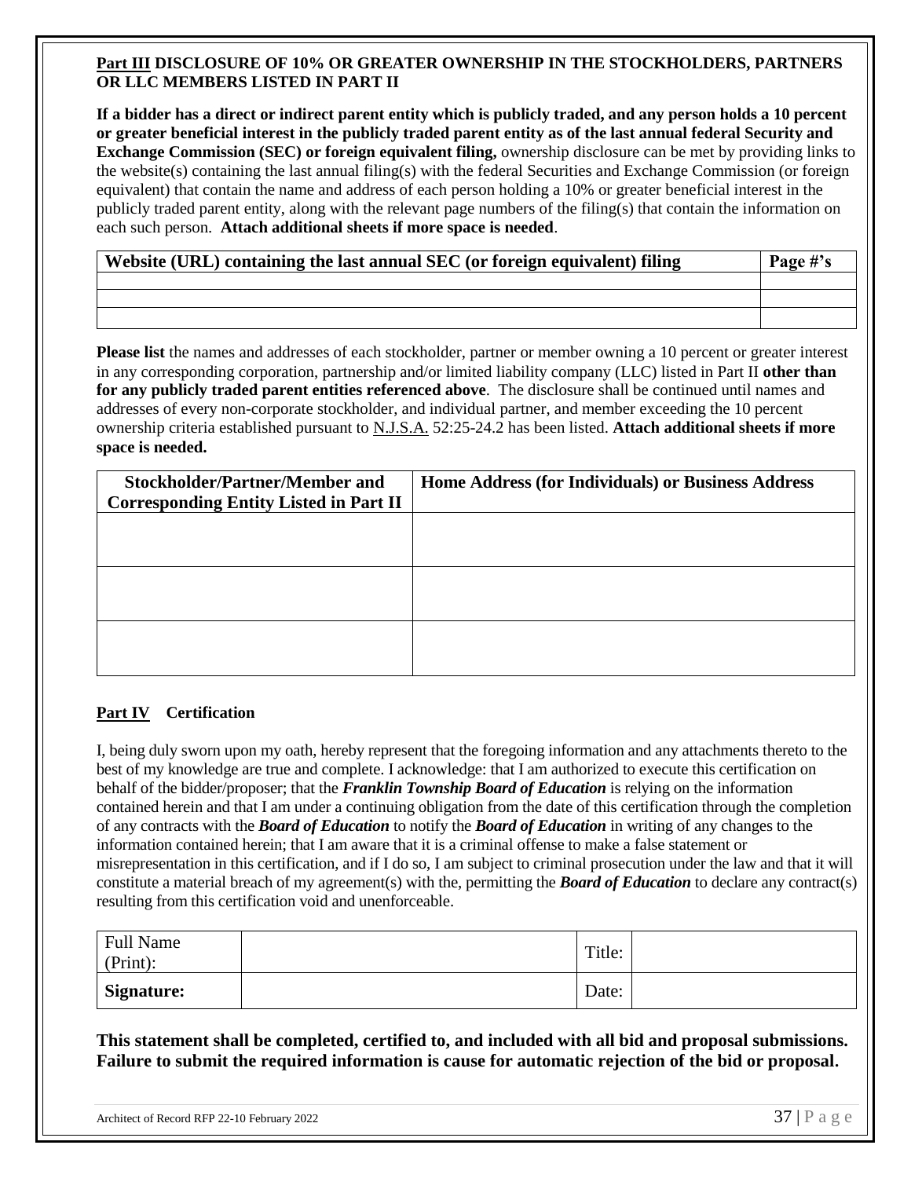**Part III DISCLOSURE OF 10% OR GREATER OWNERSHIP IN THE STOCKHOLDERS, PARTNERS OR LLC MEMBERS LISTED IN PART II**

**If a bidder has a direct or indirect parent entity which is publicly traded, and any person holds a 10 percent or greater beneficial interest in the publicly traded parent entity as of the last annual federal Security and Exchange Commission (SEC) or foreign equivalent filing,** ownership disclosure can be met by providing links to the website(s) containing the last annual filing(s) with the federal Securities and Exchange Commission (or foreign equivalent) that contain the name and address of each person holding a 10% or greater beneficial interest in the publicly traded parent entity, along with the relevant page numbers of the filing(s) that contain the information on each such person. **Attach additional sheets if more space is needed**.

| Website (URL) containing the last annual SEC (or foreign equivalent) filing | Page #'s |
|---|---|
| | |
| | |
| | |

**Please list** the names and addresses of each stockholder, partner or member owning a 10 percent or greater interest in any corresponding corporation, partnership and/or limited liability company (LLC) listed in Part II **other than for any publicly traded parent entities referenced above**. The disclosure shall be continued until names and addresses of every non-corporate stockholder, and individual partner, and member exceeding the 10 percent ownership criteria established pursuant to N.J.S.A. 52:25-24.2 has been listed. **Attach additional sheets if more space is needed.**

| Stockholder/Partner/Member and Corresponding Entity Listed in Part II | Home Address (for Individuals) or Business Address |
|---|---|
| | |
| | |
| | |

**Part IV Certification**

I, being duly sworn upon my oath, hereby represent that the foregoing information and any attachments thereto to the best of my knowledge are true and complete. I acknowledge: that I am authorized to execute this certification on behalf of the bidder/proposer; that the ***Franklin Township Board of Education*** is relying on the information contained herein and that I am under a continuing obligation from the date of this certification through the completion of any contracts with the ***Board of Education*** to notify the ***Board of Education*** in writing of any changes to the information contained herein; that I am aware that it is a criminal offense to make a false statement or misrepresentation in this certification, and if I do so, I am subject to criminal prosecution under the law and that it will constitute a material breach of my agreement(s) with the, permitting the ***Board of Education*** to declare any contract(s) resulting from this certification void and unenforceable.

| Full Name (Print): | | Title: | |
|---|---|---|---|
| **Signature:** | | Date: | |

**This statement shall be completed, certified to, and included with all bid and proposal submissions. Failure to submit the required information is cause for automatic rejection of the bid or proposal.**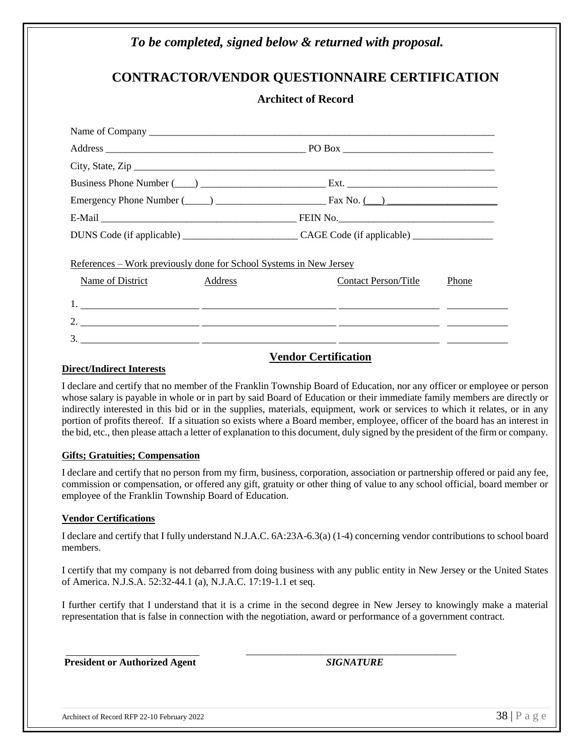*To be completed, signed below & returned with proposal.*

# CONTRACTOR/VENDOR QUESTIONNAIRE CERTIFICATION

## Architect of Record

Name of Company ___________________________________________________________________

Address ______________________________________ PO Box _____________________________

City, State, Zip ____________________________________________________________________

Business Phone Number (____) ________________________ Ext. ______________________________

Emergency Phone Number (_____) _____________________ Fax No. (___) _____________________

E-Mail ______________________________________ FEIN No._______________________________

DUNS Code (if applicable) ______________________ CAGE Code (if applicable) ________________

References – Work previously done for School Systems in New Jersey

| | Name of District | Address | Contact Person/Title | Phone |
|---|---|---|---|---|
| 1. | | | | |
| 2. | | | | |
| 3. | | | | |

## Vendor Certification

**Direct/Indirect Interests**

I declare and certify that no member of the Franklin Township Board of Education, nor any officer or employee or person whose salary is payable in whole or in part by said Board of Education or their immediate family members are directly or indirectly interested in this bid or in the supplies, materials, equipment, work or services to which it relates, or in any portion of profits thereof. If a situation so exists where a Board member, employee, officer of the board has an interest in the bid, etc., then please attach a letter of explanation to this document, duly signed by the president of the firm or company.

**Gifts; Gratuities; Compensation**

I declare and certify that no person from my firm, business, corporation, association or partnership offered or paid any fee, commission or compensation, or offered any gift, gratuity or other thing of value to any school official, board member or employee of the Franklin Township Board of Education.

**Vendor Certifications**

I declare and certify that I fully understand N.J.A.C. 6A:23A-6.3(a) (1-4) concerning vendor contributions to school board members.

I certify that my company is not debarred from doing business with any public entity in New Jersey or the United States of America. N.J.S.A. 52:32-44.1 (a), N.J.A.C. 17:19-1.1 et seq.

I further certify that I understand that it is a crime in the second degree in New Jersey to knowingly make a material representation that is false in connection with the negotiation, award or performance of a government contract.

___________________________ ___________________________________________

**President or Authorized Agent** ***SIGNATURE***

Architect of Record RFP 22-10 February 2022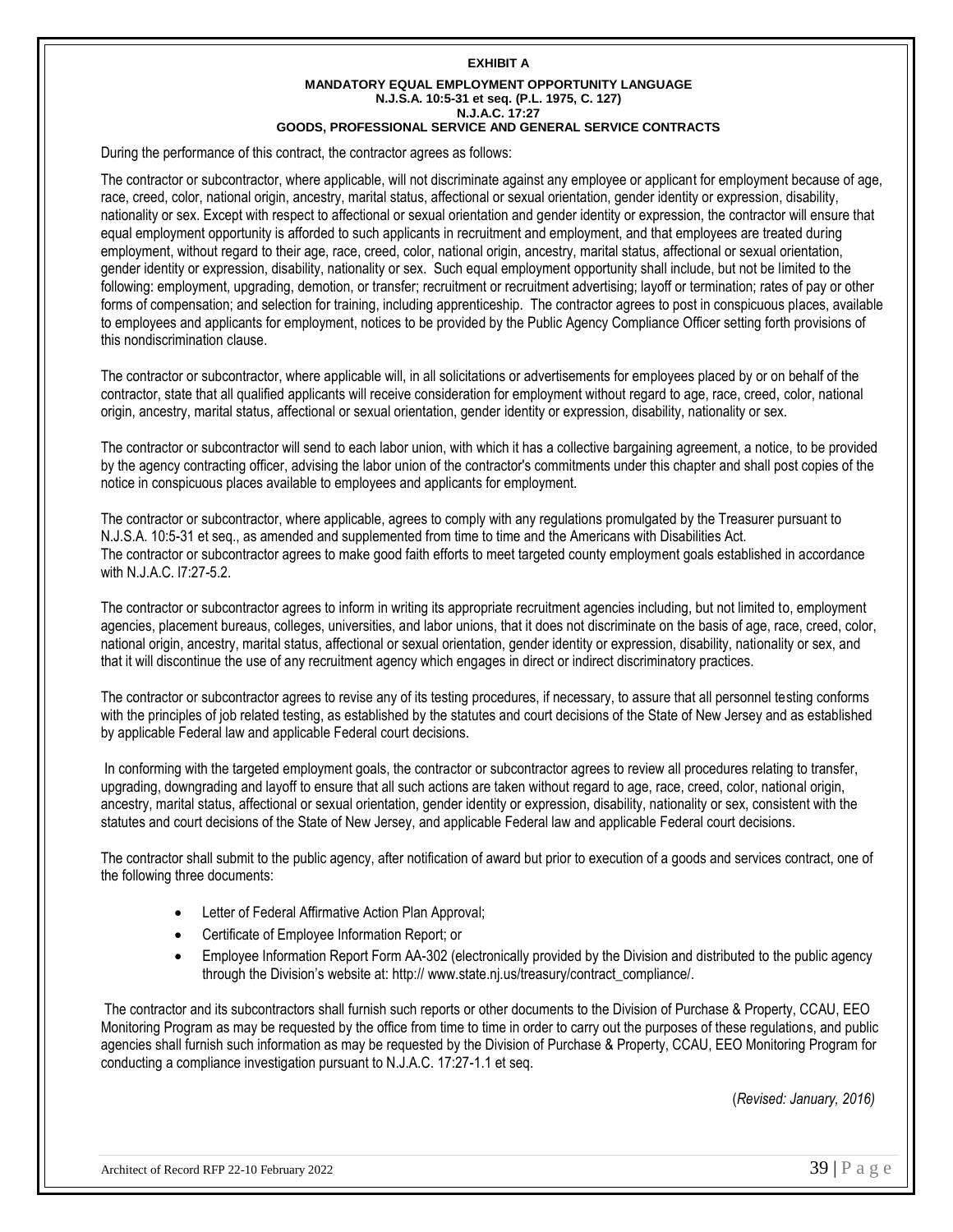# EXHIBIT A

## MANDATORY EQUAL EMPLOYMENT OPPORTUNITY LANGUAGE
### N.J.S.A. 10:5-31 et seq. (P.L. 1975, C. 127)
### N.J.A.C. 17:27
### GOODS, PROFESSIONAL SERVICE AND GENERAL SERVICE CONTRACTS

During the performance of this contract, the contractor agrees as follows:

The contractor or subcontractor, where applicable, will not discriminate against any employee or applicant for employment because of age, race, creed, color, national origin, ancestry, marital status, affectional or sexual orientation, gender identity or expression, disability, nationality or sex. Except with respect to affectional or sexual orientation and gender identity or expression, the contractor will ensure that equal employment opportunity is afforded to such applicants in recruitment and employment, and that employees are treated during employment, without regard to their age, race, creed, color, national origin, ancestry, marital status, affectional or sexual orientation, gender identity or expression, disability, nationality or sex. Such equal employment opportunity shall include, but not be limited to the following: employment, upgrading, demotion, or transfer; recruitment or recruitment advertising; layoff or termination; rates of pay or other forms of compensation; and selection for training, including apprenticeship. The contractor agrees to post in conspicuous places, available to employees and applicants for employment, notices to be provided by the Public Agency Compliance Officer setting forth provisions of this nondiscrimination clause.

The contractor or subcontractor, where applicable will, in all solicitations or advertisements for employees placed by or on behalf of the contractor, state that all qualified applicants will receive consideration for employment without regard to age, race, creed, color, national origin, ancestry, marital status, affectional or sexual orientation, gender identity or expression, disability, nationality or sex.

The contractor or subcontractor will send to each labor union, with which it has a collective bargaining agreement, a notice, to be provided by the agency contracting officer, advising the labor union of the contractor's commitments under this chapter and shall post copies of the notice in conspicuous places available to employees and applicants for employment.

The contractor or subcontractor, where applicable, agrees to comply with any regulations promulgated by the Treasurer pursuant to N.J.S.A. 10:5-31 et seq., as amended and supplemented from time to time and the Americans with Disabilities Act.
The contractor or subcontractor agrees to make good faith efforts to meet targeted county employment goals established in accordance with N.J.A.C. l7:27-5.2.

The contractor or subcontractor agrees to inform in writing its appropriate recruitment agencies including, but not limited to, employment agencies, placement bureaus, colleges, universities, and labor unions, that it does not discriminate on the basis of age, race, creed, color, national origin, ancestry, marital status, affectional or sexual orientation, gender identity or expression, disability, nationality or sex, and that it will discontinue the use of any recruitment agency which engages in direct or indirect discriminatory practices.

The contractor or subcontractor agrees to revise any of its testing procedures, if necessary, to assure that all personnel testing conforms with the principles of job related testing, as established by the statutes and court decisions of the State of New Jersey and as established by applicable Federal law and applicable Federal court decisions.

In conforming with the targeted employment goals, the contractor or subcontractor agrees to review all procedures relating to transfer, upgrading, downgrading and layoff to ensure that all such actions are taken without regard to age, race, creed, color, national origin, ancestry, marital status, affectional or sexual orientation, gender identity or expression, disability, nationality or sex, consistent with the statutes and court decisions of the State of New Jersey, and applicable Federal law and applicable Federal court decisions.

The contractor shall submit to the public agency, after notification of award but prior to execution of a goods and services contract, one of the following three documents:

- Letter of Federal Affirmative Action Plan Approval;
- Certificate of Employee Information Report; or
- Employee Information Report Form AA-302 (electronically provided by the Division and distributed to the public agency through the Division's website at: http:// www.state.nj.us/treasury/contract_compliance/.

The contractor and its subcontractors shall furnish such reports or other documents to the Division of Purchase & Property, CCAU, EEO Monitoring Program as may be requested by the office from time to time in order to carry out the purposes of these regulations, and public agencies shall furnish such information as may be requested by the Division of Purchase & Property, CCAU, EEO Monitoring Program for conducting a compliance investigation pursuant to N.J.A.C. 17:27-1.1 et seq.

(*Revised: January, 2016)*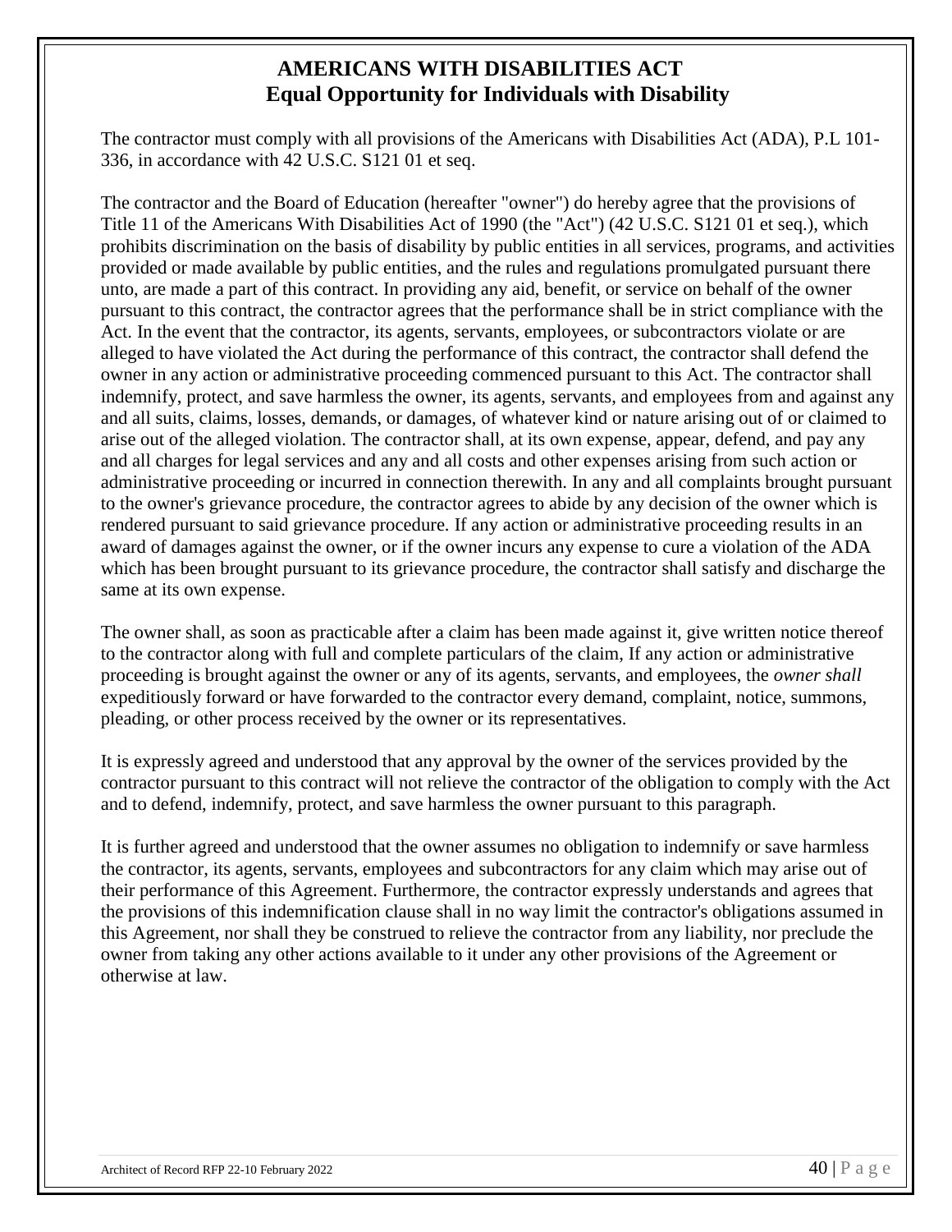# AMERICANS WITH DISABILITIES ACT
## Equal Opportunity for Individuals with Disability

The contractor must comply with all provisions of the Americans with Disabilities Act (ADA), P.L 101-336, in accordance with 42 U.S.C. S121 01 et seq.

The contractor and the Board of Education (hereafter "owner") do hereby agree that the provisions of Title 11 of the Americans With Disabilities Act of 1990 (the "Act") (42 U.S.C. S121 01 et seq.), which prohibits discrimination on the basis of disability by public entities in all services, programs, and activities provided or made available by public entities, and the rules and regulations promulgated pursuant there unto, are made a part of this contract. In providing any aid, benefit, or service on behalf of the owner pursuant to this contract, the contractor agrees that the performance shall be in strict compliance with the Act. In the event that the contractor, its agents, servants, employees, or subcontractors violate or are alleged to have violated the Act during the performance of this contract, the contractor shall defend the owner in any action or administrative proceeding commenced pursuant to this Act. The contractor shall indemnify, protect, and save harmless the owner, its agents, servants, and employees from and against any and all suits, claims, losses, demands, or damages, of whatever kind or nature arising out of or claimed to arise out of the alleged violation. The contractor shall, at its own expense, appear, defend, and pay any and all charges for legal services and any and all costs and other expenses arising from such action or administrative proceeding or incurred in connection therewith. In any and all complaints brought pursuant to the owner's grievance procedure, the contractor agrees to abide by any decision of the owner which is rendered pursuant to said grievance procedure. If any action or administrative proceeding results in an award of damages against the owner, or if the owner incurs any expense to cure a violation of the ADA which has been brought pursuant to its grievance procedure, the contractor shall satisfy and discharge the same at its own expense.

The owner shall, as soon as practicable after a claim has been made against it, give written notice thereof to the contractor along with full and complete particulars of the claim, If any action or administrative proceeding is brought against the owner or any of its agents, servants, and employees, the *owner shall* expeditiously forward or have forwarded to the contractor every demand, complaint, notice, summons, pleading, or other process received by the owner or its representatives.

It is expressly agreed and understood that any approval by the owner of the services provided by the contractor pursuant to this contract will not relieve the contractor of the obligation to comply with the Act and to defend, indemnify, protect, and save harmless the owner pursuant to this paragraph.

It is further agreed and understood that the owner assumes no obligation to indemnify or save harmless the contractor, its agents, servants, employees and subcontractors for any claim which may arise out of their performance of this Agreement. Furthermore, the contractor expressly understands and agrees that the provisions of this indemnification clause shall in no way limit the contractor's obligations assumed in this Agreement, nor shall they be construed to relieve the contractor from any liability, nor preclude the owner from taking any other actions available to it under any other provisions of the Agreement or otherwise at law.